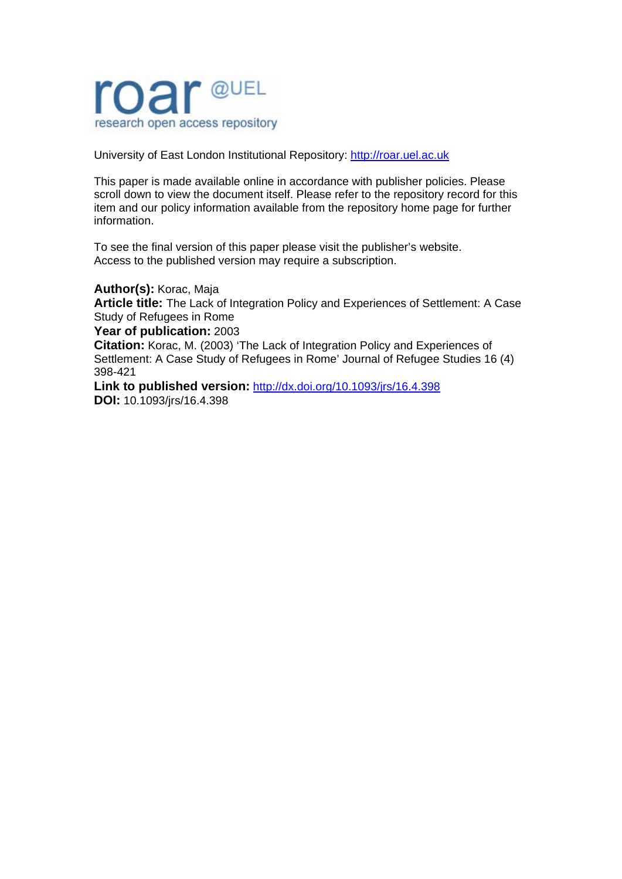roar @UEL
research open access repository

University of East London Institutional Repository: http://roar.uel.ac.uk

This paper is made available online in accordance with publisher policies. Please scroll down to view the document itself. Please refer to the repository record for this item and our policy information available from the repository home page for further information.

To see the final version of this paper please visit the publisher's website. Access to the published version may require a subscription.

**Author(s):** Korac, Maja
**Article title:** The Lack of Integration Policy and Experiences of Settlement: A Case Study of Refugees in Rome
**Year of publication:** 2003
**Citation:** Korac, M. (2003) 'The Lack of Integration Policy and Experiences of Settlement: A Case Study of Refugees in Rome' Journal of Refugee Studies 16 (4) 398-421
**Link to published version:** http://dx.doi.org/10.1093/jrs/16.4.398
**DOI:** 10.1093/jrs/16.4.398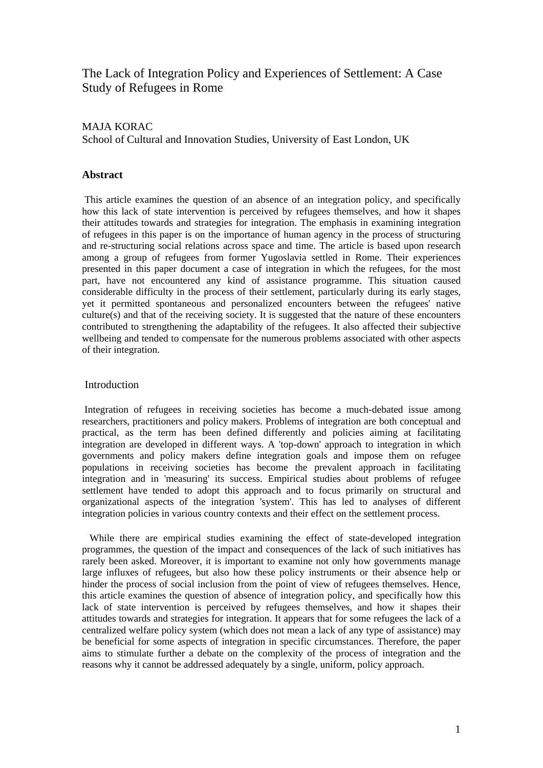# The Lack of Integration Policy and Experiences of Settlement: A Case Study of Refugees in Rome

MAJA KORAC
School of Cultural and Innovation Studies, University of East London, UK

## Abstract

This article examines the question of an absence of an integration policy, and specifically how this lack of state intervention is perceived by refugees themselves, and how it shapes their attitudes towards and strategies for integration. The emphasis in examining integration of refugees in this paper is on the importance of human agency in the process of structuring and re-structuring social relations across space and time. The article is based upon research among a group of refugees from former Yugoslavia settled in Rome. Their experiences presented in this paper document a case of integration in which the refugees, for the most part, have not encountered any kind of assistance programme. This situation caused considerable difficulty in the process of their settlement, particularly during its early stages, yet it permitted spontaneous and personalized encounters between the refugees' native culture(s) and that of the receiving society. It is suggested that the nature of these encounters contributed to strengthening the adaptability of the refugees. It also affected their subjective wellbeing and tended to compensate for the numerous problems associated with other aspects of their integration.

## Introduction

Integration of refugees in receiving societies has become a much-debated issue among researchers, practitioners and policy makers. Problems of integration are both conceptual and practical, as the term has been defined differently and policies aiming at facilitating integration are developed in different ways. A 'top-down' approach to integration in which governments and policy makers define integration goals and impose them on refugee populations in receiving societies has become the prevalent approach in facilitating integration and in 'measuring' its success. Empirical studies about problems of refugee settlement have tended to adopt this approach and to focus primarily on structural and organizational aspects of the integration 'system'. This has led to analyses of different integration policies in various country contexts and their effect on the settlement process.

While there are empirical studies examining the effect of state-developed integration programmes, the question of the impact and consequences of the lack of such initiatives has rarely been asked. Moreover, it is important to examine not only how governments manage large influxes of refugees, but also how these policy instruments or their absence help or hinder the process of social inclusion from the point of view of refugees themselves. Hence, this article examines the question of absence of integration policy, and specifically how this lack of state intervention is perceived by refugees themselves, and how it shapes their attitudes towards and strategies for integration. It appears that for some refugees the lack of a centralized welfare policy system (which does not mean a lack of any type of assistance) may be beneficial for some aspects of integration in specific circumstances. Therefore, the paper aims to stimulate further a debate on the complexity of the process of integration and the reasons why it cannot be addressed adequately by a single, uniform, policy approach.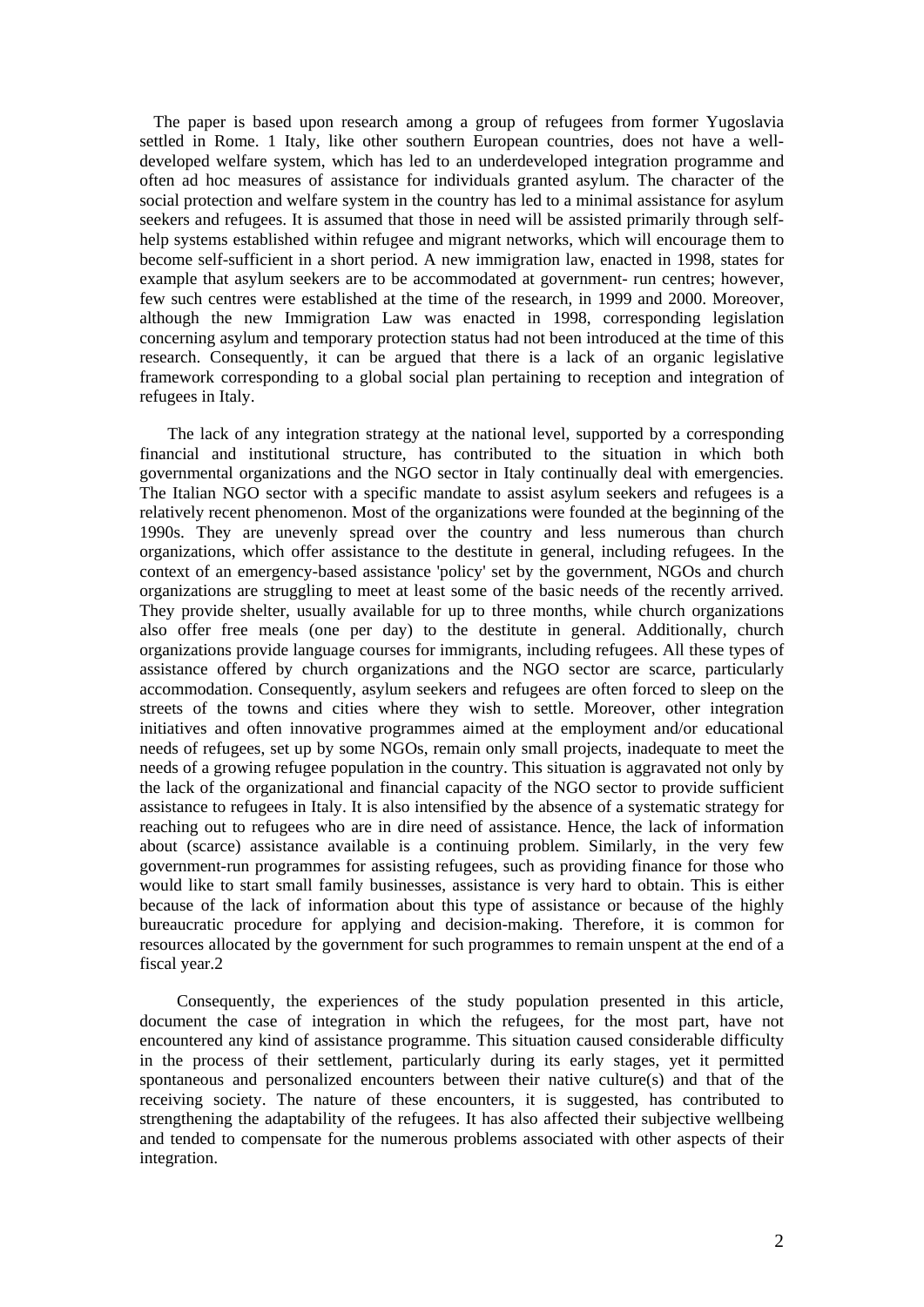The paper is based upon research among a group of refugees from former Yugoslavia settled in Rome. 1 Italy, like other southern European countries, does not have a well-developed welfare system, which has led to an underdeveloped integration programme and often ad hoc measures of assistance for individuals granted asylum. The character of the social protection and welfare system in the country has led to a minimal assistance for asylum seekers and refugees. It is assumed that those in need will be assisted primarily through self-help systems established within refugee and migrant networks, which will encourage them to become self-sufficient in a short period. A new immigration law, enacted in 1998, states for example that asylum seekers are to be accommodated at government- run centres; however, few such centres were established at the time of the research, in 1999 and 2000. Moreover, although the new Immigration Law was enacted in 1998, corresponding legislation concerning asylum and temporary protection status had not been introduced at the time of this research. Consequently, it can be argued that there is a lack of an organic legislative framework corresponding to a global social plan pertaining to reception and integration of refugees in Italy.

The lack of any integration strategy at the national level, supported by a corresponding financial and institutional structure, has contributed to the situation in which both governmental organizations and the NGO sector in Italy continually deal with emergencies. The Italian NGO sector with a specific mandate to assist asylum seekers and refugees is a relatively recent phenomenon. Most of the organizations were founded at the beginning of the 1990s. They are unevenly spread over the country and less numerous than church organizations, which offer assistance to the destitute in general, including refugees. In the context of an emergency-based assistance 'policy' set by the government, NGOs and church organizations are struggling to meet at least some of the basic needs of the recently arrived. They provide shelter, usually available for up to three months, while church organizations also offer free meals (one per day) to the destitute in general. Additionally, church organizations provide language courses for immigrants, including refugees. All these types of assistance offered by church organizations and the NGO sector are scarce, particularly accommodation. Consequently, asylum seekers and refugees are often forced to sleep on the streets of the towns and cities where they wish to settle. Moreover, other integration initiatives and often innovative programmes aimed at the employment and/or educational needs of refugees, set up by some NGOs, remain only small projects, inadequate to meet the needs of a growing refugee population in the country. This situation is aggravated not only by the lack of the organizational and financial capacity of the NGO sector to provide sufficient assistance to refugees in Italy. It is also intensified by the absence of a systematic strategy for reaching out to refugees who are in dire need of assistance. Hence, the lack of information about (scarce) assistance available is a continuing problem. Similarly, in the very few government-run programmes for assisting refugees, such as providing finance for those who would like to start small family businesses, assistance is very hard to obtain. This is either because of the lack of information about this type of assistance or because of the highly bureaucratic procedure for applying and decision-making. Therefore, it is common for resources allocated by the government for such programmes to remain unspent at the end of a fiscal year.2

Consequently, the experiences of the study population presented in this article, document the case of integration in which the refugees, for the most part, have not encountered any kind of assistance programme. This situation caused considerable difficulty in the process of their settlement, particularly during its early stages, yet it permitted spontaneous and personalized encounters between their native culture(s) and that of the receiving society. The nature of these encounters, it is suggested, has contributed to strengthening the adaptability of the refugees. It has also affected their subjective wellbeing and tended to compensate for the numerous problems associated with other aspects of their integration.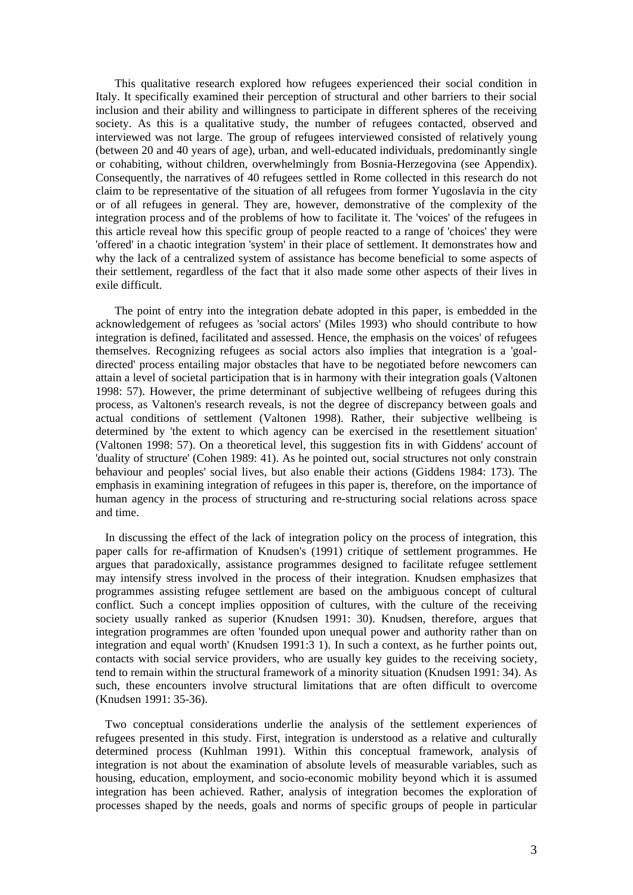This qualitative research explored how refugees experienced their social condition in Italy. It specifically examined their perception of structural and other barriers to their social inclusion and their ability and willingness to participate in different spheres of the receiving society. As this is a qualitative study, the number of refugees contacted, observed and interviewed was not large. The group of refugees interviewed consisted of relatively young (between 20 and 40 years of age), urban, and well-educated individuals, predominantly single or cohabiting, without children, overwhelmingly from Bosnia-Herzegovina (see Appendix). Consequently, the narratives of 40 refugees settled in Rome collected in this research do not claim to be representative of the situation of all refugees from former Yugoslavia in the city or of all refugees in general. They are, however, demonstrative of the complexity of the integration process and of the problems of how to facilitate it. The 'voices' of the refugees in this article reveal how this specific group of people reacted to a range of 'choices' they were 'offered' in a chaotic integration 'system' in their place of settlement. It demonstrates how and why the lack of a centralized system of assistance has become beneficial to some aspects of their settlement, regardless of the fact that it also made some other aspects of their lives in exile difficult.

The point of entry into the integration debate adopted in this paper, is embedded in the acknowledgement of refugees as 'social actors' (Miles 1993) who should contribute to how integration is defined, facilitated and assessed. Hence, the emphasis on the voices' of refugees themselves. Recognizing refugees as social actors also implies that integration is a 'goal-directed' process entailing major obstacles that have to be negotiated before newcomers can attain a level of societal participation that is in harmony with their integration goals (Valtonen 1998: 57). However, the prime determinant of subjective wellbeing of refugees during this process, as Valtonen's research reveals, is not the degree of discrepancy between goals and actual conditions of settlement (Valtonen 1998). Rather, their subjective wellbeing is determined by 'the extent to which agency can be exercised in the resettlement situation' (Valtonen 1998: 57). On a theoretical level, this suggestion fits in with Giddens' account of 'duality of structure' (Cohen 1989: 41). As he pointed out, social structures not only constrain behaviour and peoples' social lives, but also enable their actions (Giddens 1984: 173). The emphasis in examining integration of refugees in this paper is, therefore, on the importance of human agency in the process of structuring and re-structuring social relations across space and time.

In discussing the effect of the lack of integration policy on the process of integration, this paper calls for re-affirmation of Knudsen's (1991) critique of settlement programmes. He argues that paradoxically, assistance programmes designed to facilitate refugee settlement may intensify stress involved in the process of their integration. Knudsen emphasizes that programmes assisting refugee settlement are based on the ambiguous concept of cultural conflict. Such a concept implies opposition of cultures, with the culture of the receiving society usually ranked as superior (Knudsen 1991: 30). Knudsen, therefore, argues that integration programmes are often 'founded upon unequal power and authority rather than on integration and equal worth' (Knudsen 1991:3 1). In such a context, as he further points out, contacts with social service providers, who are usually key guides to the receiving society, tend to remain within the structural framework of a minority situation (Knudsen 1991: 34). As such, these encounters involve structural limitations that are often difficult to overcome (Knudsen 1991: 35-36).

Two conceptual considerations underlie the analysis of the settlement experiences of refugees presented in this study. First, integration is understood as a relative and culturally determined process (Kuhlman 1991). Within this conceptual framework, analysis of integration is not about the examination of absolute levels of measurable variables, such as housing, education, employment, and socio-economic mobility beyond which it is assumed integration has been achieved. Rather, analysis of integration becomes the exploration of processes shaped by the needs, goals and norms of specific groups of people in particular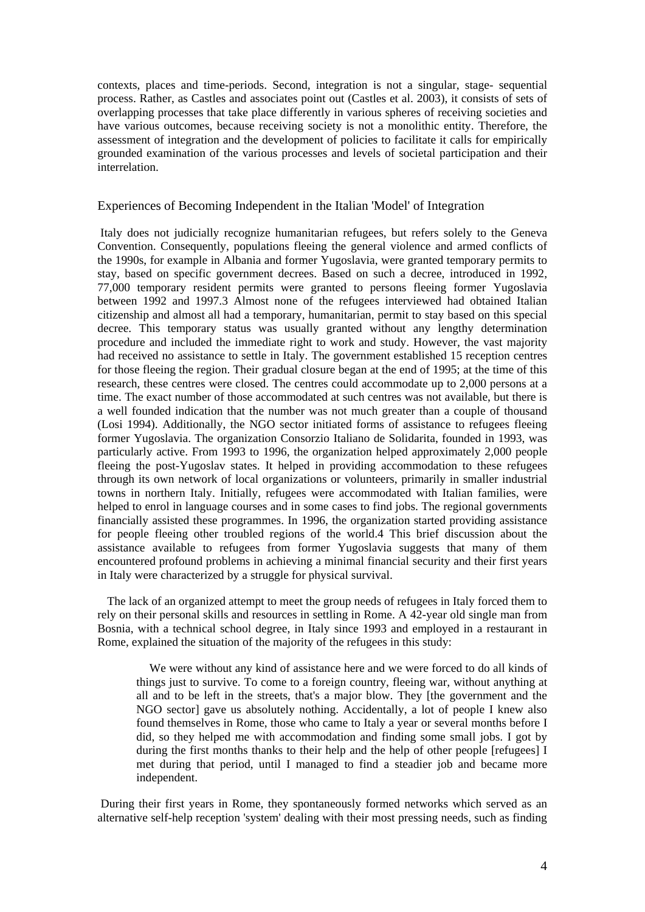contexts, places and time-periods. Second, integration is not a singular, stage- sequential process. Rather, as Castles and associates point out (Castles et al. 2003), it consists of sets of overlapping processes that take place differently in various spheres of receiving societies and have various outcomes, because receiving society is not a monolithic entity. Therefore, the assessment of integration and the development of policies to facilitate it calls for empirically grounded examination of the various processes and levels of societal participation and their interrelation.

## Experiences of Becoming Independent in the Italian 'Model' of Integration

Italy does not judicially recognize humanitarian refugees, but refers solely to the Geneva Convention. Consequently, populations fleeing the general violence and armed conflicts of the 1990s, for example in Albania and former Yugoslavia, were granted temporary permits to stay, based on specific government decrees. Based on such a decree, introduced in 1992, 77,000 temporary resident permits were granted to persons fleeing former Yugoslavia between 1992 and 1997.[3] Almost none of the refugees interviewed had obtained Italian citizenship and almost all had a temporary, humanitarian, permit to stay based on this special decree. This temporary status was usually granted without any lengthy determination procedure and included the immediate right to work and study. However, the vast majority had received no assistance to settle in Italy. The government established 15 reception centres for those fleeing the region. Their gradual closure began at the end of 1995; at the time of this research, these centres were closed. The centres could accommodate up to 2,000 persons at a time. The exact number of those accommodated at such centres was not available, but there is a well founded indication that the number was not much greater than a couple of thousand (Losi 1994). Additionally, the NGO sector initiated forms of assistance to refugees fleeing former Yugoslavia. The organization Consorzio Italiano de Solidarita, founded in 1993, was particularly active. From 1993 to 1996, the organization helped approximately 2,000 people fleeing the post-Yugoslav states. It helped in providing accommodation to these refugees through its own network of local organizations or volunteers, primarily in smaller industrial towns in northern Italy. Initially, refugees were accommodated with Italian families, were helped to enrol in language courses and in some cases to find jobs. The regional governments financially assisted these programmes. In 1996, the organization started providing assistance for people fleeing other troubled regions of the world.[4] This brief discussion about the assistance available to refugees from former Yugoslavia suggests that many of them encountered profound problems in achieving a minimal financial security and their first years in Italy were characterized by a struggle for physical survival.

The lack of an organized attempt to meet the group needs of refugees in Italy forced them to rely on their personal skills and resources in settling in Rome. A 42-year old single man from Bosnia, with a technical school degree, in Italy since 1993 and employed in a restaurant in Rome, explained the situation of the majority of the refugees in this study:

> We were without any kind of assistance here and we were forced to do all kinds of things just to survive. To come to a foreign country, fleeing war, without anything at all and to be left in the streets, that's a major blow. They [the government and the NGO sector] gave us absolutely nothing. Accidentally, a lot of people I knew also found themselves in Rome, those who came to Italy a year or several months before I did, so they helped me with accommodation and finding some small jobs. I got by during the first months thanks to their help and the help of other people [refugees] I met during that period, until I managed to find a steadier job and became more independent.

During their first years in Rome, they spontaneously formed networks which served as an alternative self-help reception 'system' dealing with their most pressing needs, such as finding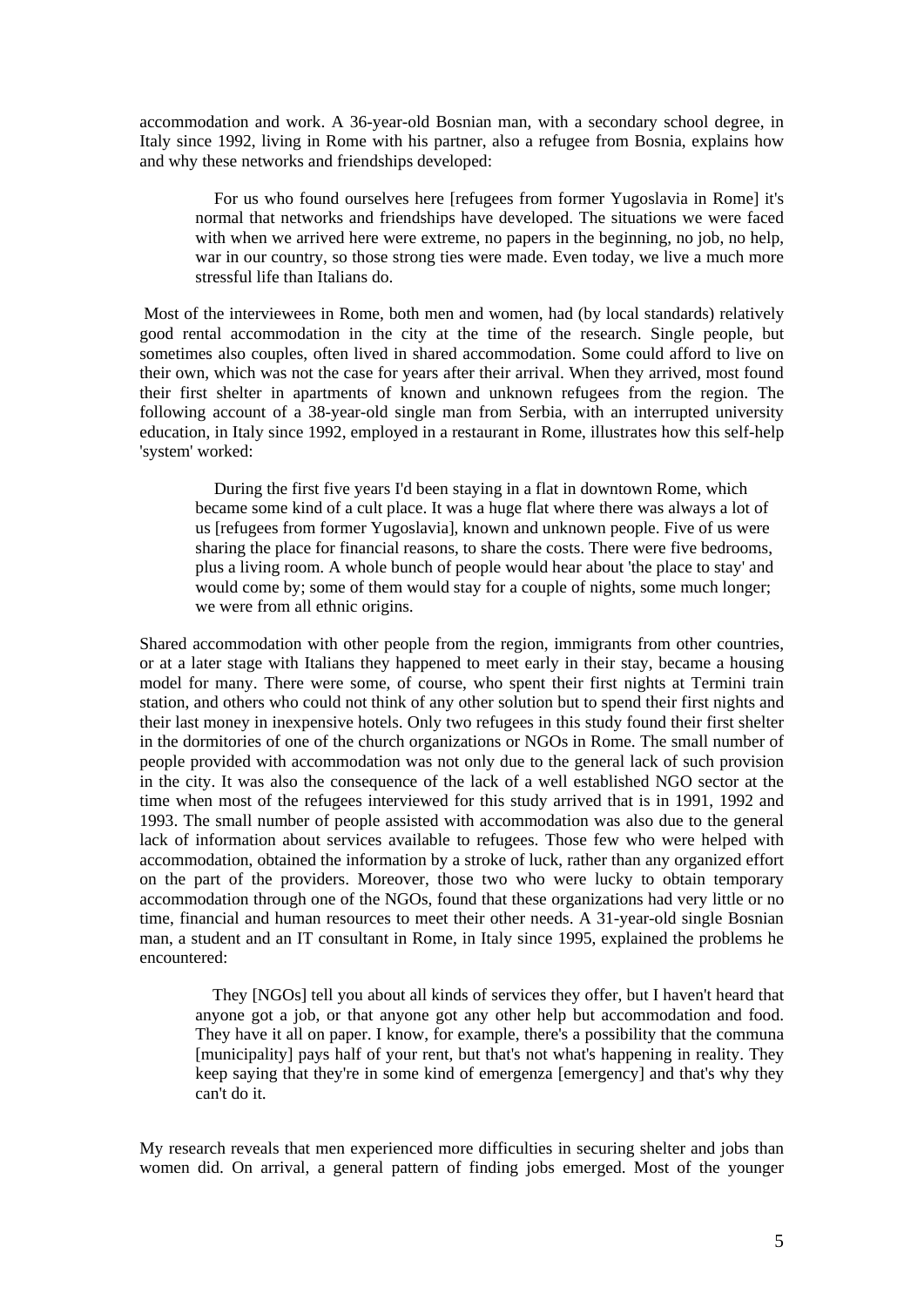accommodation and work. A 36-year-old Bosnian man, with a secondary school degree, in Italy since 1992, living in Rome with his partner, also a refugee from Bosnia, explains how and why these networks and friendships developed:

> For us who found ourselves here [refugees from former Yugoslavia in Rome] it's normal that networks and friendships have developed. The situations we were faced with when we arrived here were extreme, no papers in the beginning, no job, no help, war in our country, so those strong ties were made. Even today, we live a much more stressful life than Italians do.

Most of the interviewees in Rome, both men and women, had (by local standards) relatively good rental accommodation in the city at the time of the research. Single people, but sometimes also couples, often lived in shared accommodation. Some could afford to live on their own, which was not the case for years after their arrival. When they arrived, most found their first shelter in apartments of known and unknown refugees from the region. The following account of a 38-year-old single man from Serbia, with an interrupted university education, in Italy since 1992, employed in a restaurant in Rome, illustrates how this self-help 'system' worked:

> During the first five years I'd been staying in a flat in downtown Rome, which became some kind of a cult place. It was a huge flat where there was always a lot of us [refugees from former Yugoslavia], known and unknown people. Five of us were sharing the place for financial reasons, to share the costs. There were five bedrooms, plus a living room. A whole bunch of people would hear about 'the place to stay' and would come by; some of them would stay for a couple of nights, some much longer; we were from all ethnic origins.

Shared accommodation with other people from the region, immigrants from other countries, or at a later stage with Italians they happened to meet early in their stay, became a housing model for many. There were some, of course, who spent their first nights at Termini train station, and others who could not think of any other solution but to spend their first nights and their last money in inexpensive hotels. Only two refugees in this study found their first shelter in the dormitories of one of the church organizations or NGOs in Rome. The small number of people provided with accommodation was not only due to the general lack of such provision in the city. It was also the consequence of the lack of a well established NGO sector at the time when most of the refugees interviewed for this study arrived that is in 1991, 1992 and 1993. The small number of people assisted with accommodation was also due to the general lack of information about services available to refugees. Those few who were helped with accommodation, obtained the information by a stroke of luck, rather than any organized effort on the part of the providers. Moreover, those two who were lucky to obtain temporary accommodation through one of the NGOs, found that these organizations had very little or no time, financial and human resources to meet their other needs. A 31-year-old single Bosnian man, a student and an IT consultant in Rome, in Italy since 1995, explained the problems he encountered:

> They [NGOs] tell you about all kinds of services they offer, but I haven't heard that anyone got a job, or that anyone got any other help but accommodation and food. They have it all on paper. I know, for example, there's a possibility that the communa [municipality] pays half of your rent, but that's not what's happening in reality. They keep saying that they're in some kind of emergenza [emergency] and that's why they can't do it.

My research reveals that men experienced more difficulties in securing shelter and jobs than women did. On arrival, a general pattern of finding jobs emerged. Most of the younger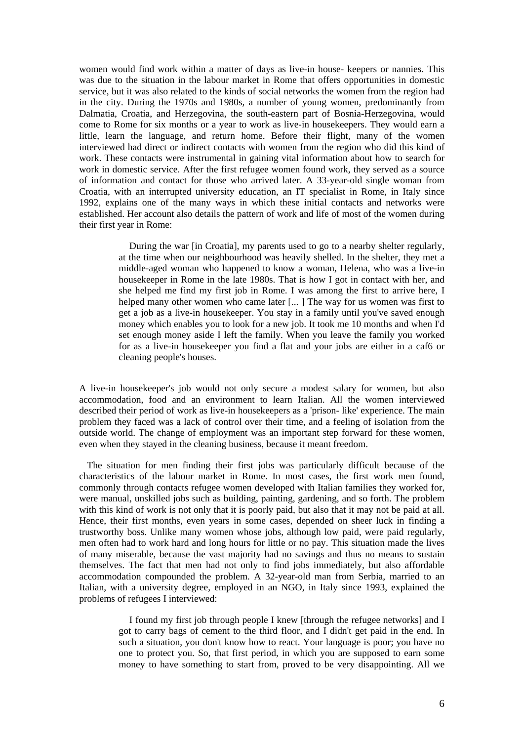women would find work within a matter of days as live-in house- keepers or nannies. This was due to the situation in the labour market in Rome that offers opportunities in domestic service, but it was also related to the kinds of social networks the women from the region had in the city. During the 1970s and 1980s, a number of young women, predominantly from Dalmatia, Croatia, and Herzegovina, the south-eastern part of Bosnia-Herzegovina, would come to Rome for six months or a year to work as live-in housekeepers. They would earn a little, learn the language, and return home. Before their flight, many of the women interviewed had direct or indirect contacts with women from the region who did this kind of work. These contacts were instrumental in gaining vital information about how to search for work in domestic service. After the first refugee women found work, they served as a source of information and contact for those who arrived later. A 33-year-old single woman from Croatia, with an interrupted university education, an IT specialist in Rome, in Italy since 1992, explains one of the many ways in which these initial contacts and networks were established. Her account also details the pattern of work and life of most of the women during their first year in Rome:

> During the war [in Croatia], my parents used to go to a nearby shelter regularly, at the time when our neighbourhood was heavily shelled. In the shelter, they met a middle-aged woman who happened to know a woman, Helena, who was a live-in housekeeper in Rome in the late 1980s. That is how I got in contact with her, and she helped me find my first job in Rome. I was among the first to arrive here, I helped many other women who came later [... ] The way for us women was first to get a job as a live-in housekeeper. You stay in a family until you've saved enough money which enables you to look for a new job. It took me 10 months and when I'd set enough money aside I left the family. When you leave the family you worked for as a live-in housekeeper you find a flat and your jobs are either in a caf6 or cleaning people's houses.

A live-in housekeeper's job would not only secure a modest salary for women, but also accommodation, food and an environment to learn Italian. All the women interviewed described their period of work as live-in housekeepers as a 'prison- like' experience. The main problem they faced was a lack of control over their time, and a feeling of isolation from the outside world. The change of employment was an important step forward for these women, even when they stayed in the cleaning business, because it meant freedom.

The situation for men finding their first jobs was particularly difficult because of the characteristics of the labour market in Rome. In most cases, the first work men found, commonly through contacts refugee women developed with Italian families they worked for, were manual, unskilled jobs such as building, painting, gardening, and so forth. The problem with this kind of work is not only that it is poorly paid, but also that it may not be paid at all. Hence, their first months, even years in some cases, depended on sheer luck in finding a trustworthy boss. Unlike many women whose jobs, although low paid, were paid regularly, men often had to work hard and long hours for little or no pay. This situation made the lives of many miserable, because the vast majority had no savings and thus no means to sustain themselves. The fact that men had not only to find jobs immediately, but also affordable accommodation compounded the problem. A 32-year-old man from Serbia, married to an Italian, with a university degree, employed in an NGO, in Italy since 1993, explained the problems of refugees I interviewed:

> I found my first job through people I knew [through the refugee networks] and I got to carry bags of cement to the third floor, and I didn't get paid in the end. In such a situation, you don't know how to react. Your language is poor; you have no one to protect you. So, that first period, in which you are supposed to earn some money to have something to start from, proved to be very disappointing. All we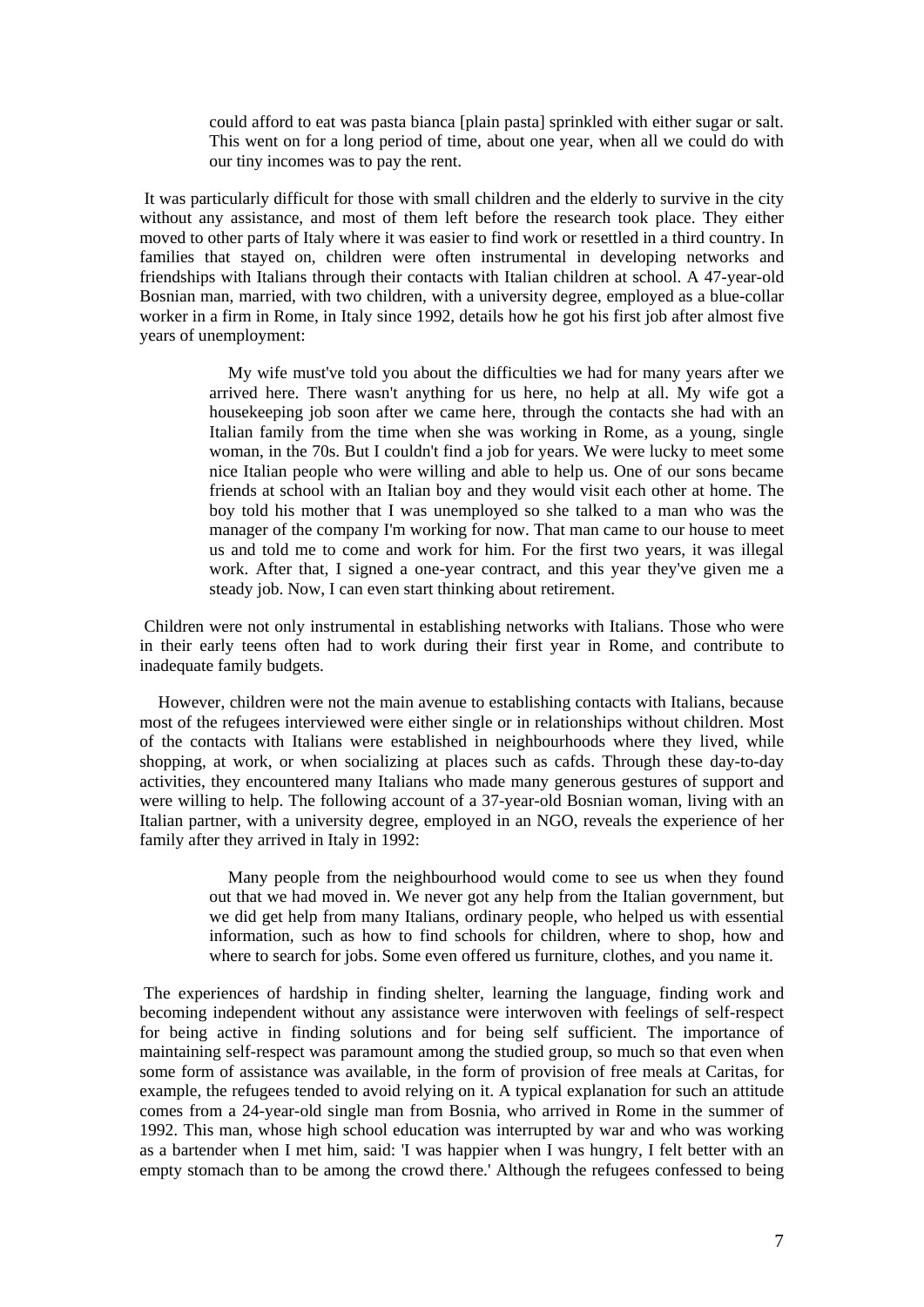> could afford to eat was pasta bianca [plain pasta] sprinkled with either sugar or salt. This went on for a long period of time, about one year, when all we could do with our tiny incomes was to pay the rent.

It was particularly difficult for those with small children and the elderly to survive in the city without any assistance, and most of them left before the research took place. They either moved to other parts of Italy where it was easier to find work or resettled in a third country. In families that stayed on, children were often instrumental in developing networks and friendships with Italians through their contacts with Italian children at school. A 47-year-old Bosnian man, married, with two children, with a university degree, employed as a blue-collar worker in a firm in Rome, in Italy since 1992, details how he got his first job after almost five years of unemployment:

> My wife must've told you about the difficulties we had for many years after we arrived here. There wasn't anything for us here, no help at all. My wife got a housekeeping job soon after we came here, through the contacts she had with an Italian family from the time when she was working in Rome, as a young, single woman, in the 70s. But I couldn't find a job for years. We were lucky to meet some nice Italian people who were willing and able to help us. One of our sons became friends at school with an Italian boy and they would visit each other at home. The boy told his mother that I was unemployed so she talked to a man who was the manager of the company I'm working for now. That man came to our house to meet us and told me to come and work for him. For the first two years, it was illegal work. After that, I signed a one-year contract, and this year they've given me a steady job. Now, I can even start thinking about retirement.

Children were not only instrumental in establishing networks with Italians. Those who were in their early teens often had to work during their first year in Rome, and contribute to inadequate family budgets.

However, children were not the main avenue to establishing contacts with Italians, because most of the refugees interviewed were either single or in relationships without children. Most of the contacts with Italians were established in neighbourhoods where they lived, while shopping, at work, or when socializing at places such as cafés. Through these day-to-day activities, they encountered many Italians who made many generous gestures of support and were willing to help. The following account of a 37-year-old Bosnian woman, living with an Italian partner, with a university degree, employed in an NGO, reveals the experience of her family after they arrived in Italy in 1992:

> Many people from the neighbourhood would come to see us when they found out that we had moved in. We never got any help from the Italian government, but we did get help from many Italians, ordinary people, who helped us with essential information, such as how to find schools for children, where to shop, how and where to search for jobs. Some even offered us furniture, clothes, and you name it.

The experiences of hardship in finding shelter, learning the language, finding work and becoming independent without any assistance were interwoven with feelings of self-respect for being active in finding solutions and for being self sufficient. The importance of maintaining self-respect was paramount among the studied group, so much so that even when some form of assistance was available, in the form of provision of free meals at Caritas, for example, the refugees tended to avoid relying on it. A typical explanation for such an attitude comes from a 24-year-old single man from Bosnia, who arrived in Rome in the summer of 1992. This man, whose high school education was interrupted by war and who was working as a bartender when I met him, said: 'I was happier when I was hungry, I felt better with an empty stomach than to be among the crowd there.' Although the refugees confessed to being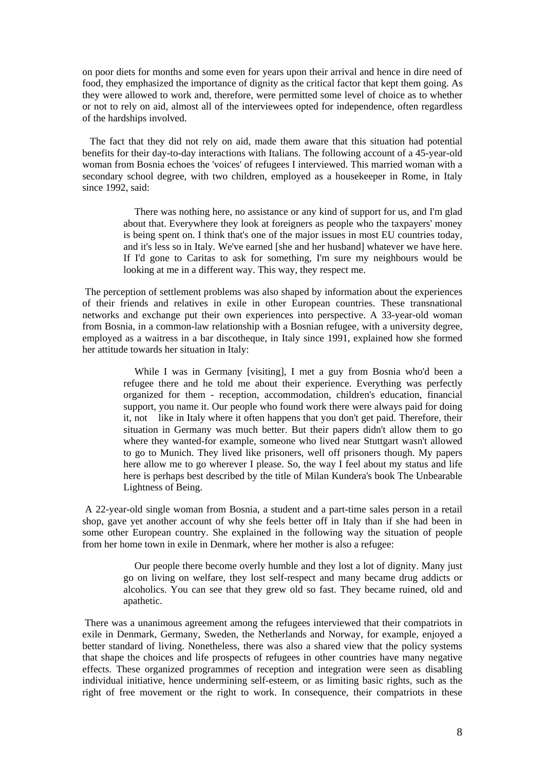on poor diets for months and some even for years upon their arrival and hence in dire need of food, they emphasized the importance of dignity as the critical factor that kept them going. As they were allowed to work and, therefore, were permitted some level of choice as to whether or not to rely on aid, almost all of the interviewees opted for independence, often regardless of the hardships involved.

The fact that they did not rely on aid, made them aware that this situation had potential benefits for their day-to-day interactions with Italians. The following account of a 45-year-old woman from Bosnia echoes the 'voices' of refugees I interviewed. This married woman with a secondary school degree, with two children, employed as a housekeeper in Rome, in Italy since 1992, said:

> There was nothing here, no assistance or any kind of support for us, and I'm glad about that. Everywhere they look at foreigners as people who the taxpayers' money is being spent on. I think that's one of the major issues in most EU countries today, and it's less so in Italy. We've earned [she and her husband] whatever we have here. If I'd gone to Caritas to ask for something, I'm sure my neighbours would be looking at me in a different way. This way, they respect me.

The perception of settlement problems was also shaped by information about the experiences of their friends and relatives in exile in other European countries. These transnational networks and exchange put their own experiences into perspective. A 33-year-old woman from Bosnia, in a common-law relationship with a Bosnian refugee, with a university degree, employed as a waitress in a bar discotheque, in Italy since 1991, explained how she formed her attitude towards her situation in Italy:

> While I was in Germany [visiting], I met a guy from Bosnia who'd been a refugee there and he told me about their experience. Everything was perfectly organized for them - reception, accommodation, children's education, financial support, you name it. Our people who found work there were always paid for doing it, not like in Italy where it often happens that you don't get paid. Therefore, their situation in Germany was much better. But their papers didn't allow them to go where they wanted-for example, someone who lived near Stuttgart wasn't allowed to go to Munich. They lived like prisoners, well off prisoners though. My papers here allow me to go wherever I please. So, the way I feel about my status and life here is perhaps best described by the title of Milan Kundera's book The Unbearable Lightness of Being.

A 22-year-old single woman from Bosnia, a student and a part-time sales person in a retail shop, gave yet another account of why she feels better off in Italy than if she had been in some other European country. She explained in the following way the situation of people from her home town in exile in Denmark, where her mother is also a refugee:

> Our people there become overly humble and they lost a lot of dignity. Many just go on living on welfare, they lost self-respect and many became drug addicts or alcoholics. You can see that they grew old so fast. They became ruined, old and apathetic.

There was a unanimous agreement among the refugees interviewed that their compatriots in exile in Denmark, Germany, Sweden, the Netherlands and Norway, for example, enjoyed a better standard of living. Nonetheless, there was also a shared view that the policy systems that shape the choices and life prospects of refugees in other countries have many negative effects. These organized programmes of reception and integration were seen as disabling individual initiative, hence undermining self-esteem, or as limiting basic rights, such as the right of free movement or the right to work. In consequence, their compatriots in these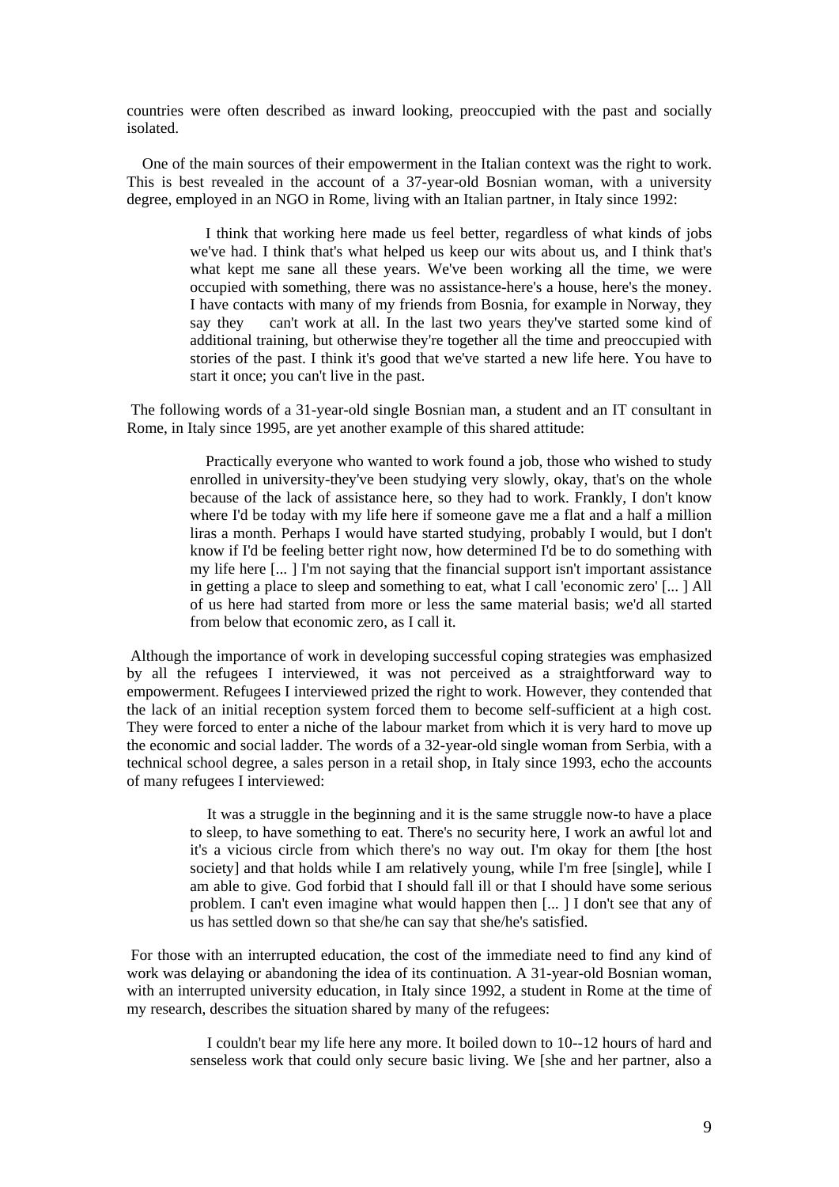countries were often described as inward looking, preoccupied with the past and socially isolated.

One of the main sources of their empowerment in the Italian context was the right to work. This is best revealed in the account of a 37-year-old Bosnian woman, with a university degree, employed in an NGO in Rome, living with an Italian partner, in Italy since 1992:

> I think that working here made us feel better, regardless of what kinds of jobs we've had. I think that's what helped us keep our wits about us, and I think that's what kept me sane all these years. We've been working all the time, we were occupied with something, there was no assistance-here's a house, here's the money. I have contacts with many of my friends from Bosnia, for example in Norway, they say they can't work at all. In the last two years they've started some kind of additional training, but otherwise they're together all the time and preoccupied with stories of the past. I think it's good that we've started a new life here. You have to start it once; you can't live in the past.

The following words of a 31-year-old single Bosnian man, a student and an IT consultant in Rome, in Italy since 1995, are yet another example of this shared attitude:

> Practically everyone who wanted to work found a job, those who wished to study enrolled in university-they've been studying very slowly, okay, that's on the whole because of the lack of assistance here, so they had to work. Frankly, I don't know where I'd be today with my life here if someone gave me a flat and a half a million liras a month. Perhaps I would have started studying, probably I would, but I don't know if I'd be feeling better right now, how determined I'd be to do something with my life here [... ] I'm not saying that the financial support isn't important assistance in getting a place to sleep and something to eat, what I call 'economic zero' [... ] All of us here had started from more or less the same material basis; we'd all started from below that economic zero, as I call it.

Although the importance of work in developing successful coping strategies was emphasized by all the refugees I interviewed, it was not perceived as a straightforward way to empowerment. Refugees I interviewed prized the right to work. However, they contended that the lack of an initial reception system forced them to become self-sufficient at a high cost. They were forced to enter a niche of the labour market from which it is very hard to move up the economic and social ladder. The words of a 32-year-old single woman from Serbia, with a technical school degree, a sales person in a retail shop, in Italy since 1993, echo the accounts of many refugees I interviewed:

> It was a struggle in the beginning and it is the same struggle now-to have a place to sleep, to have something to eat. There's no security here, I work an awful lot and it's a vicious circle from which there's no way out. I'm okay for them [the host society] and that holds while I am relatively young, while I'm free [single], while I am able to give. God forbid that I should fall ill or that I should have some serious problem. I can't even imagine what would happen then [... ] I don't see that any of us has settled down so that she/he can say that she/he's satisfied.

For those with an interrupted education, the cost of the immediate need to find any kind of work was delaying or abandoning the idea of its continuation. A 31-year-old Bosnian woman, with an interrupted university education, in Italy since 1992, a student in Rome at the time of my research, describes the situation shared by many of the refugees:

> I couldn't bear my life here any more. It boiled down to 10--12 hours of hard and senseless work that could only secure basic living. We [she and her partner, also a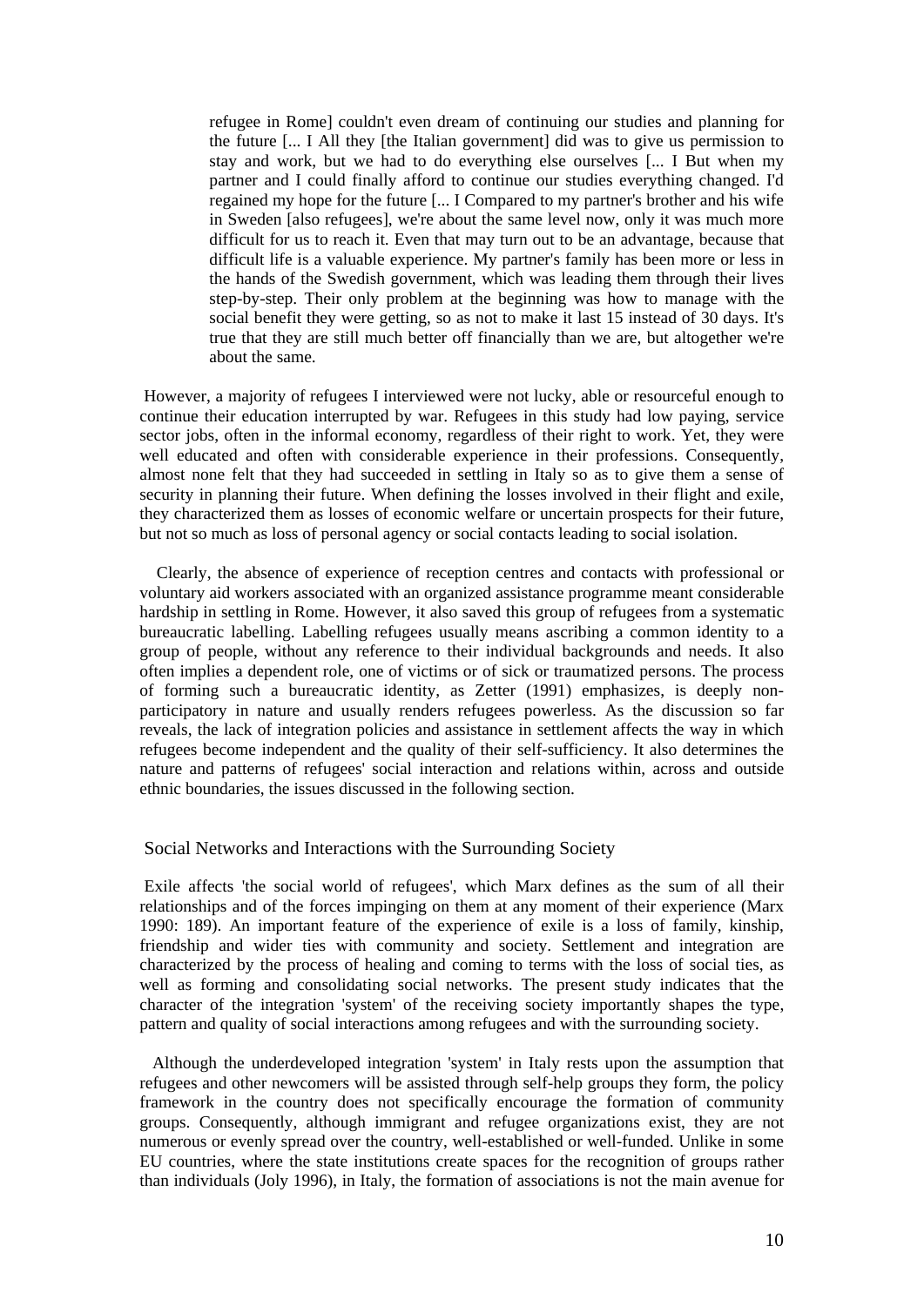> refugee in Rome] couldn't even dream of continuing our studies and planning for the future [... I All they [the Italian government] did was to give us permission to stay and work, but we had to do everything else ourselves [... I But when my partner and I could finally afford to continue our studies everything changed. I'd regained my hope for the future [... I Compared to my partner's brother and his wife in Sweden [also refugees], we're about the same level now, only it was much more difficult for us to reach it. Even that may turn out to be an advantage, because that difficult life is a valuable experience. My partner's family has been more or less in the hands of the Swedish government, which was leading them through their lives step-by-step. Their only problem at the beginning was how to manage with the social benefit they were getting, so as not to make it last 15 instead of 30 days. It's true that they are still much better off financially than we are, but altogether we're about the same.

However, a majority of refugees I interviewed were not lucky, able or resourceful enough to continue their education interrupted by war. Refugees in this study had low paying, service sector jobs, often in the informal economy, regardless of their right to work. Yet, they were well educated and often with considerable experience in their professions. Consequently, almost none felt that they had succeeded in settling in Italy so as to give them a sense of security in planning their future. When defining the losses involved in their flight and exile, they characterized them as losses of economic welfare or uncertain prospects for their future, but not so much as loss of personal agency or social contacts leading to social isolation.

Clearly, the absence of experience of reception centres and contacts with professional or voluntary aid workers associated with an organized assistance programme meant considerable hardship in settling in Rome. However, it also saved this group of refugees from a systematic bureaucratic labelling. Labelling refugees usually means ascribing a common identity to a group of people, without any reference to their individual backgrounds and needs. It also often implies a dependent role, one of victims or of sick or traumatized persons. The process of forming such a bureaucratic identity, as Zetter (1991) emphasizes, is deeply non-participatory in nature and usually renders refugees powerless. As the discussion so far reveals, the lack of integration policies and assistance in settlement affects the way in which refugees become independent and the quality of their self-sufficiency. It also determines the nature and patterns of refugees' social interaction and relations within, across and outside ethnic boundaries, the issues discussed in the following section.

## Social Networks and Interactions with the Surrounding Society

Exile affects 'the social world of refugees', which Marx defines as the sum of all their relationships and of the forces impinging on them at any moment of their experience (Marx 1990: 189). An important feature of the experience of exile is a loss of family, kinship, friendship and wider ties with community and society. Settlement and integration are characterized by the process of healing and coming to terms with the loss of social ties, as well as forming and consolidating social networks. The present study indicates that the character of the integration 'system' of the receiving society importantly shapes the type, pattern and quality of social interactions among refugees and with the surrounding society.

Although the underdeveloped integration 'system' in Italy rests upon the assumption that refugees and other newcomers will be assisted through self-help groups they form, the policy framework in the country does not specifically encourage the formation of community groups. Consequently, although immigrant and refugee organizations exist, they are not numerous or evenly spread over the country, well-established or well-funded. Unlike in some EU countries, where the state institutions create spaces for the recognition of groups rather than individuals (Joly 1996), in Italy, the formation of associations is not the main avenue for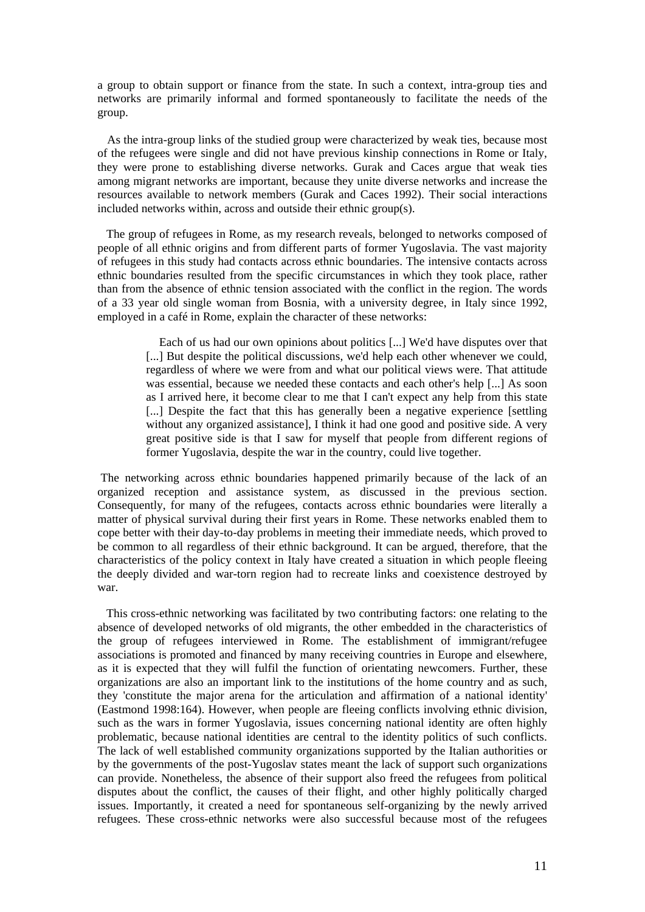a group to obtain support or finance from the state. In such a context, intra-group ties and networks are primarily informal and formed spontaneously to facilitate the needs of the group.

As the intra-group links of the studied group were characterized by weak ties, because most of the refugees were single and did not have previous kinship connections in Rome or Italy, they were prone to establishing diverse networks. Gurak and Caces argue that weak ties among migrant networks are important, because they unite diverse networks and increase the resources available to network members (Gurak and Caces 1992). Their social interactions included networks within, across and outside their ethnic group(s).

The group of refugees in Rome, as my research reveals, belonged to networks composed of people of all ethnic origins and from different parts of former Yugoslavia. The vast majority of refugees in this study had contacts across ethnic boundaries. The intensive contacts across ethnic boundaries resulted from the specific circumstances in which they took place, rather than from the absence of ethnic tension associated with the conflict in the region. The words of a 33 year old single woman from Bosnia, with a university degree, in Italy since 1992, employed in a café in Rome, explain the character of these networks:

> Each of us had our own opinions about politics [...] We'd have disputes over that [...] But despite the political discussions, we'd help each other whenever we could, regardless of where we were from and what our political views were. That attitude was essential, because we needed these contacts and each other's help [...] As soon as I arrived here, it become clear to me that I can't expect any help from this state [...] Despite the fact that this has generally been a negative experience [settling without any organized assistance], I think it had one good and positive side. A very great positive side is that I saw for myself that people from different regions of former Yugoslavia, despite the war in the country, could live together.

The networking across ethnic boundaries happened primarily because of the lack of an organized reception and assistance system, as discussed in the previous section. Consequently, for many of the refugees, contacts across ethnic boundaries were literally a matter of physical survival during their first years in Rome. These networks enabled them to cope better with their day-to-day problems in meeting their immediate needs, which proved to be common to all regardless of their ethnic background. It can be argued, therefore, that the characteristics of the policy context in Italy have created a situation in which people fleeing the deeply divided and war-torn region had to recreate links and coexistence destroyed by war.

This cross-ethnic networking was facilitated by two contributing factors: one relating to the absence of developed networks of old migrants, the other embedded in the characteristics of the group of refugees interviewed in Rome. The establishment of immigrant/refugee associations is promoted and financed by many receiving countries in Europe and elsewhere, as it is expected that they will fulfil the function of orientating newcomers. Further, these organizations are also an important link to the institutions of the home country and as such, they 'constitute the major arena for the articulation and affirmation of a national identity' (Eastmond 1998:164). However, when people are fleeing conflicts involving ethnic division, such as the wars in former Yugoslavia, issues concerning national identity are often highly problematic, because national identities are central to the identity politics of such conflicts. The lack of well established community organizations supported by the Italian authorities or by the governments of the post-Yugoslav states meant the lack of support such organizations can provide. Nonetheless, the absence of their support also freed the refugees from political disputes about the conflict, the causes of their flight, and other highly politically charged issues. Importantly, it created a need for spontaneous self-organizing by the newly arrived refugees. These cross-ethnic networks were also successful because most of the refugees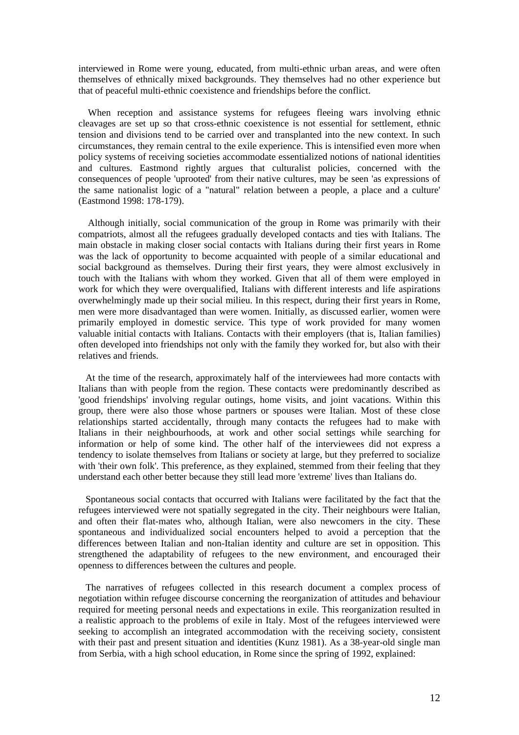interviewed in Rome were young, educated, from multi-ethnic urban areas, and were often themselves of ethnically mixed backgrounds. They themselves had no other experience but that of peaceful multi-ethnic coexistence and friendships before the conflict.

When reception and assistance systems for refugees fleeing wars involving ethnic cleavages are set up so that cross-ethnic coexistence is not essential for settlement, ethnic tension and divisions tend to be carried over and transplanted into the new context. In such circumstances, they remain central to the exile experience. This is intensified even more when policy systems of receiving societies accommodate essentialized notions of national identities and cultures. Eastmond rightly argues that culturalist policies, concerned with the consequences of people 'uprooted' from their native cultures, may be seen 'as expressions of the same nationalist logic of a "natural" relation between a people, a place and a culture' (Eastmond 1998: 178-179).

Although initially, social communication of the group in Rome was primarily with their compatriots, almost all the refugees gradually developed contacts and ties with Italians. The main obstacle in making closer social contacts with Italians during their first years in Rome was the lack of opportunity to become acquainted with people of a similar educational and social background as themselves. During their first years, they were almost exclusively in touch with the Italians with whom they worked. Given that all of them were employed in work for which they were overqualified, Italians with different interests and life aspirations overwhelmingly made up their social milieu. In this respect, during their first years in Rome, men were more disadvantaged than were women. Initially, as discussed earlier, women were primarily employed in domestic service. This type of work provided for many women valuable initial contacts with Italians. Contacts with their employers (that is, Italian families) often developed into friendships not only with the family they worked for, but also with their relatives and friends.

At the time of the research, approximately half of the interviewees had more contacts with Italians than with people from the region. These contacts were predominantly described as 'good friendships' involving regular outings, home visits, and joint vacations. Within this group, there were also those whose partners or spouses were Italian. Most of these close relationships started accidentally, through many contacts the refugees had to make with Italians in their neighbourhoods, at work and other social settings while searching for information or help of some kind. The other half of the interviewees did not express a tendency to isolate themselves from Italians or society at large, but they preferred to socialize with 'their own folk'. This preference, as they explained, stemmed from their feeling that they understand each other better because they still lead more 'extreme' lives than Italians do.

Spontaneous social contacts that occurred with Italians were facilitated by the fact that the refugees interviewed were not spatially segregated in the city. Their neighbours were Italian, and often their flat-mates who, although Italian, were also newcomers in the city. These spontaneous and individualized social encounters helped to avoid a perception that the differences between Italian and non-Italian identity and culture are set in opposition. This strengthened the adaptability of refugees to the new environment, and encouraged their openness to differences between the cultures and people.

The narratives of refugees collected in this research document a complex process of negotiation within refugee discourse concerning the reorganization of attitudes and behaviour required for meeting personal needs and expectations in exile. This reorganization resulted in a realistic approach to the problems of exile in Italy. Most of the refugees interviewed were seeking to accomplish an integrated accommodation with the receiving society, consistent with their past and present situation and identities (Kunz 1981). As a 38-year-old single man from Serbia, with a high school education, in Rome since the spring of 1992, explained: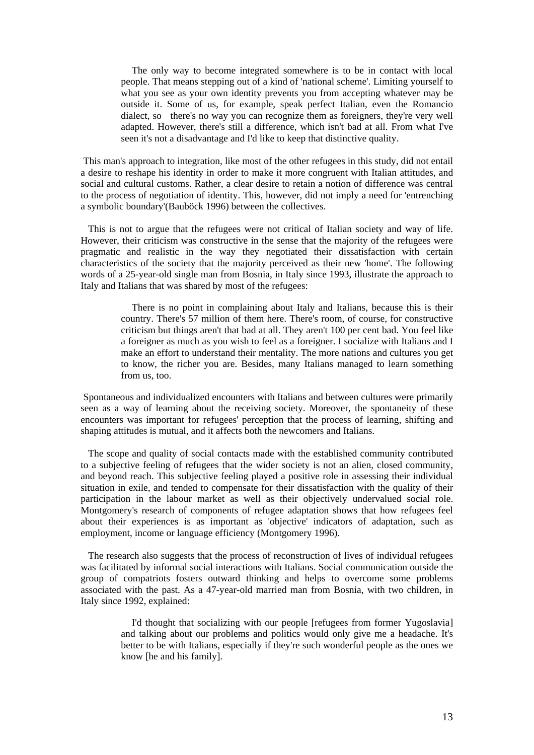> The only way to become integrated somewhere is to be in contact with local people. That means stepping out of a kind of 'national scheme'. Limiting yourself to what you see as your own identity prevents you from accepting whatever may be outside it. Some of us, for example, speak perfect Italian, even the Romancio dialect, so there's no way you can recognize them as foreigners, they're very well adapted. However, there's still a difference, which isn't bad at all. From what I've seen it's not a disadvantage and I'd like to keep that distinctive quality.

This man's approach to integration, like most of the other refugees in this study, did not entail a desire to reshape his identity in order to make it more congruent with Italian attitudes, and social and cultural customs. Rather, a clear desire to retain a notion of difference was central to the process of negotiation of identity. This, however, did not imply a need for 'entrenching a symbolic boundary'(Bauböck 1996) between the collectives.

This is not to argue that the refugees were not critical of Italian society and way of life. However, their criticism was constructive in the sense that the majority of the refugees were pragmatic and realistic in the way they negotiated their dissatisfaction with certain characteristics of the society that the majority perceived as their new 'home'. The following words of a 25-year-old single man from Bosnia, in Italy since 1993, illustrate the approach to Italy and Italians that was shared by most of the refugees:

> There is no point in complaining about Italy and Italians, because this is their country. There's 57 million of them here. There's room, of course, for constructive criticism but things aren't that bad at all. They aren't 100 per cent bad. You feel like a foreigner as much as you wish to feel as a foreigner. I socialize with Italians and I make an effort to understand their mentality. The more nations and cultures you get to know, the richer you are. Besides, many Italians managed to learn something from us, too.

Spontaneous and individualized encounters with Italians and between cultures were primarily seen as a way of learning about the receiving society. Moreover, the spontaneity of these encounters was important for refugees' perception that the process of learning, shifting and shaping attitudes is mutual, and it affects both the newcomers and Italians.

The scope and quality of social contacts made with the established community contributed to a subjective feeling of refugees that the wider society is not an alien, closed community, and beyond reach. This subjective feeling played a positive role in assessing their individual situation in exile, and tended to compensate for their dissatisfaction with the quality of their participation in the labour market as well as their objectively undervalued social role. Montgomery's research of components of refugee adaptation shows that how refugees feel about their experiences is as important as 'objective' indicators of adaptation, such as employment, income or language efficiency (Montgomery 1996).

The research also suggests that the process of reconstruction of lives of individual refugees was facilitated by informal social interactions with Italians. Social communication outside the group of compatriots fosters outward thinking and helps to overcome some problems associated with the past. As a 47-year-old married man from Bosnia, with two children, in Italy since 1992, explained:

> I'd thought that socializing with our people [refugees from former Yugoslavia] and talking about our problems and politics would only give me a headache. It's better to be with Italians, especially if they're such wonderful people as the ones we know [he and his family].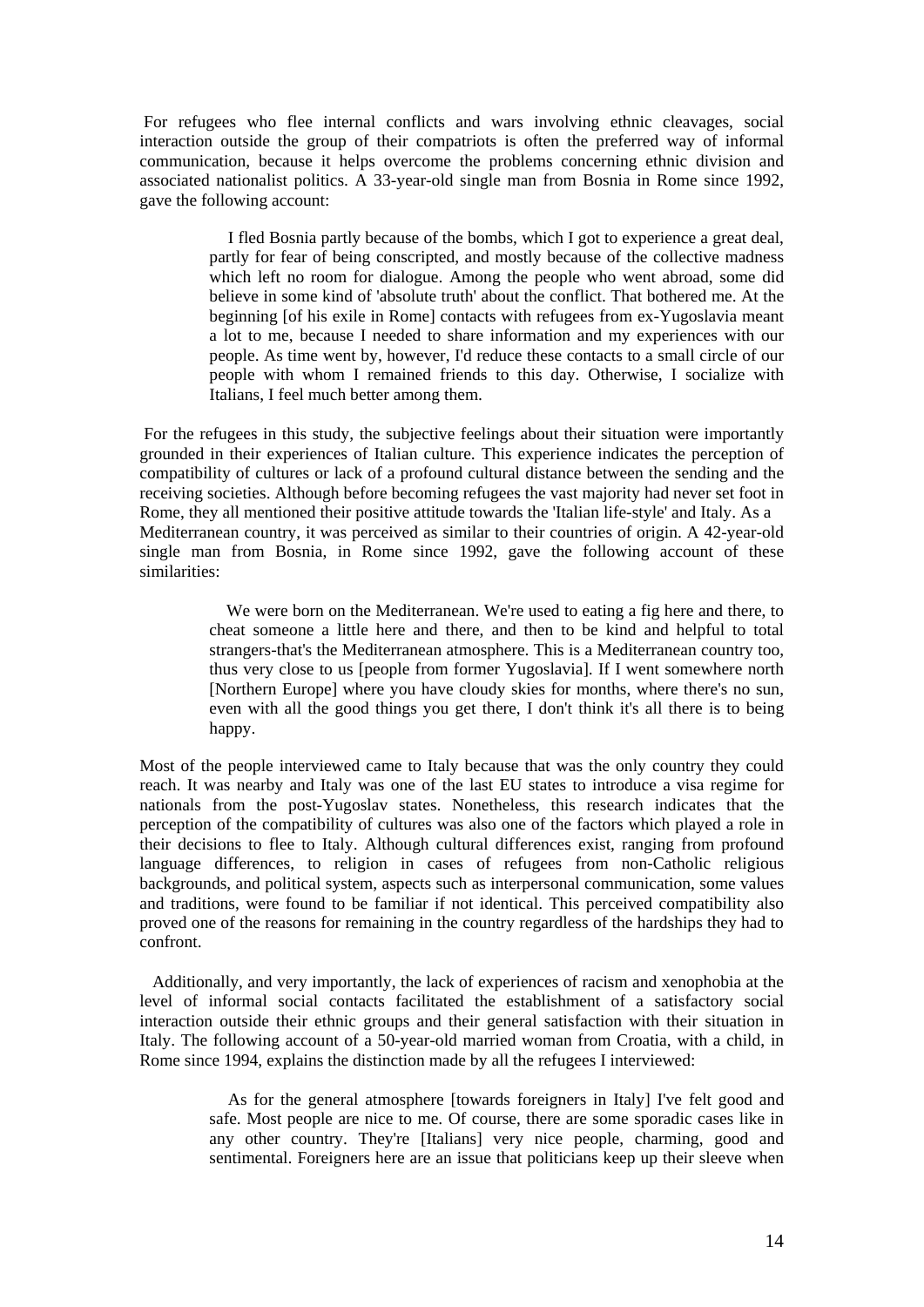For refugees who flee internal conflicts and wars involving ethnic cleavages, social interaction outside the group of their compatriots is often the preferred way of informal communication, because it helps overcome the problems concerning ethnic division and associated nationalist politics. A 33-year-old single man from Bosnia in Rome since 1992, gave the following account:

> I fled Bosnia partly because of the bombs, which I got to experience a great deal, partly for fear of being conscripted, and mostly because of the collective madness which left no room for dialogue. Among the people who went abroad, some did believe in some kind of 'absolute truth' about the conflict. That bothered me. At the beginning [of his exile in Rome] contacts with refugees from ex-Yugoslavia meant a lot to me, because I needed to share information and my experiences with our people. As time went by, however, I'd reduce these contacts to a small circle of our people with whom I remained friends to this day. Otherwise, I socialize with Italians, I feel much better among them.

For the refugees in this study, the subjective feelings about their situation were importantly grounded in their experiences of Italian culture. This experience indicates the perception of compatibility of cultures or lack of a profound cultural distance between the sending and the receiving societies. Although before becoming refugees the vast majority had never set foot in Rome, they all mentioned their positive attitude towards the 'Italian life-style' and Italy. As a Mediterranean country, it was perceived as similar to their countries of origin. A 42-year-old single man from Bosnia, in Rome since 1992, gave the following account of these similarities:

> We were born on the Mediterranean. We're used to eating a fig here and there, to cheat someone a little here and there, and then to be kind and helpful to total strangers-that's the Mediterranean atmosphere. This is a Mediterranean country too, thus very close to us [people from former Yugoslavia]. If I went somewhere north [Northern Europe] where you have cloudy skies for months, where there's no sun, even with all the good things you get there, I don't think it's all there is to being happy.

Most of the people interviewed came to Italy because that was the only country they could reach. It was nearby and Italy was one of the last EU states to introduce a visa regime for nationals from the post-Yugoslav states. Nonetheless, this research indicates that the perception of the compatibility of cultures was also one of the factors which played a role in their decisions to flee to Italy. Although cultural differences exist, ranging from profound language differences, to religion in cases of refugees from non-Catholic religious backgrounds, and political system, aspects such as interpersonal communication, some values and traditions, were found to be familiar if not identical. This perceived compatibility also proved one of the reasons for remaining in the country regardless of the hardships they had to confront.

Additionally, and very importantly, the lack of experiences of racism and xenophobia at the level of informal social contacts facilitated the establishment of a satisfactory social interaction outside their ethnic groups and their general satisfaction with their situation in Italy. The following account of a 50-year-old married woman from Croatia, with a child, in Rome since 1994, explains the distinction made by all the refugees I interviewed:

> As for the general atmosphere [towards foreigners in Italy] I've felt good and safe. Most people are nice to me. Of course, there are some sporadic cases like in any other country. They're [Italians] very nice people, charming, good and sentimental. Foreigners here are an issue that politicians keep up their sleeve when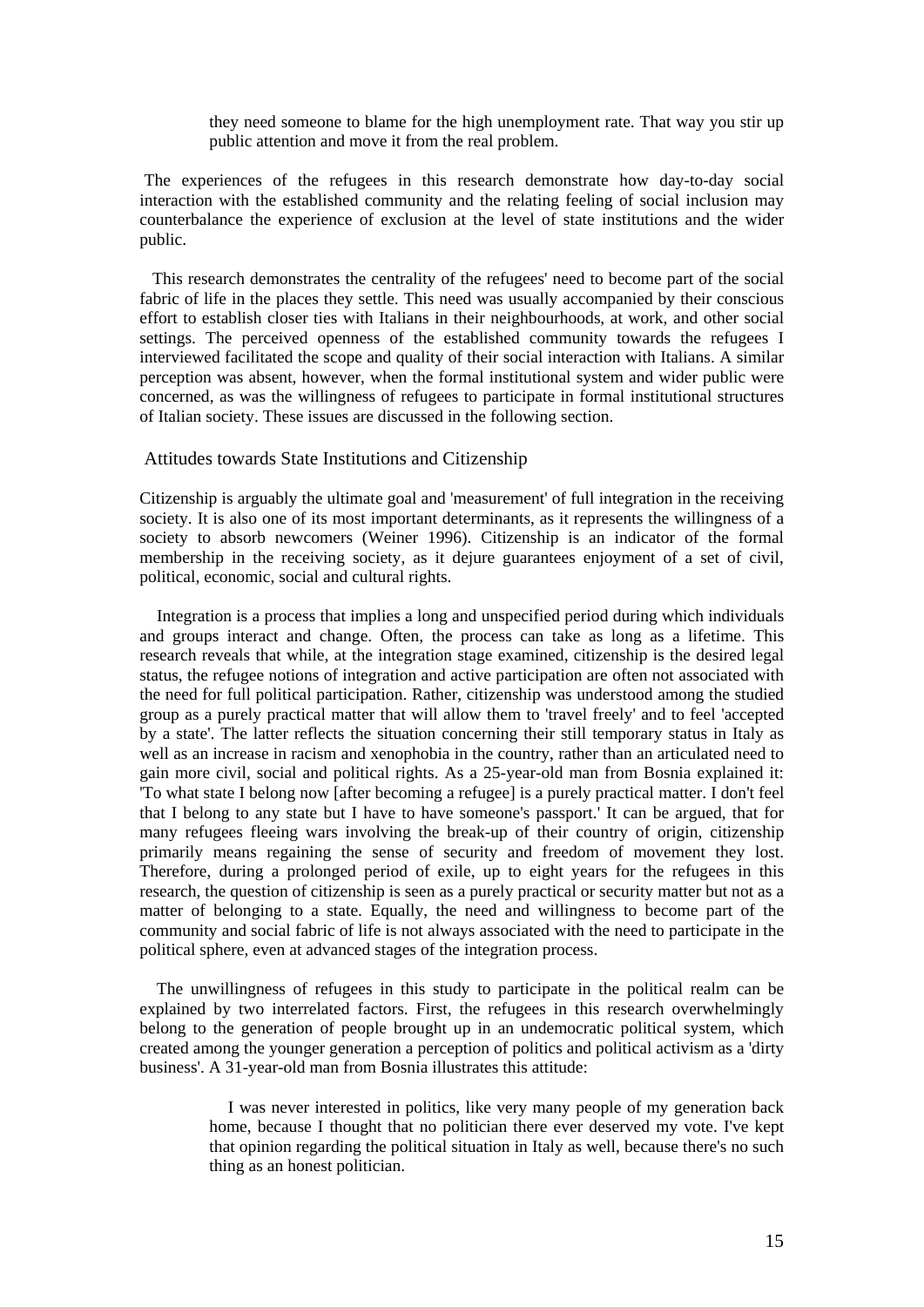> they need someone to blame for the high unemployment rate. That way you stir up public attention and move it from the real problem.

The experiences of the refugees in this research demonstrate how day-to-day social interaction with the established community and the relating feeling of social inclusion may counterbalance the experience of exclusion at the level of state institutions and the wider public.

This research demonstrates the centrality of the refugees' need to become part of the social fabric of life in the places they settle. This need was usually accompanied by their conscious effort to establish closer ties with Italians in their neighbourhoods, at work, and other social settings. The perceived openness of the established community towards the refugees I interviewed facilitated the scope and quality of their social interaction with Italians. A similar perception was absent, however, when the formal institutional system and wider public were concerned, as was the willingness of refugees to participate in formal institutional structures of Italian society. These issues are discussed in the following section.

## Attitudes towards State Institutions and Citizenship

Citizenship is arguably the ultimate goal and 'measurement' of full integration in the receiving society. It is also one of its most important determinants, as it represents the willingness of a society to absorb newcomers (Weiner 1996). Citizenship is an indicator of the formal membership in the receiving society, as it dejure guarantees enjoyment of a set of civil, political, economic, social and cultural rights.

Integration is a process that implies a long and unspecified period during which individuals and groups interact and change. Often, the process can take as long as a lifetime. This research reveals that while, at the integration stage examined, citizenship is the desired legal status, the refugee notions of integration and active participation are often not associated with the need for full political participation. Rather, citizenship was understood among the studied group as a purely practical matter that will allow them to 'travel freely' and to feel 'accepted by a state'. The latter reflects the situation concerning their still temporary status in Italy as well as an increase in racism and xenophobia in the country, rather than an articulated need to gain more civil, social and political rights. As a 25-year-old man from Bosnia explained it: 'To what state I belong now [after becoming a refugee] is a purely practical matter. I don't feel that I belong to any state but I have to have someone's passport.' It can be argued, that for many refugees fleeing wars involving the break-up of their country of origin, citizenship primarily means regaining the sense of security and freedom of movement they lost. Therefore, during a prolonged period of exile, up to eight years for the refugees in this research, the question of citizenship is seen as a purely practical or security matter but not as a matter of belonging to a state. Equally, the need and willingness to become part of the community and social fabric of life is not always associated with the need to participate in the political sphere, even at advanced stages of the integration process.

The unwillingness of refugees in this study to participate in the political realm can be explained by two interrelated factors. First, the refugees in this research overwhelmingly belong to the generation of people brought up in an undemocratic political system, which created among the younger generation a perception of politics and political activism as a 'dirty business'. A 31-year-old man from Bosnia illustrates this attitude:

> I was never interested in politics, like very many people of my generation back home, because I thought that no politician there ever deserved my vote. I've kept that opinion regarding the political situation in Italy as well, because there's no such thing as an honest politician.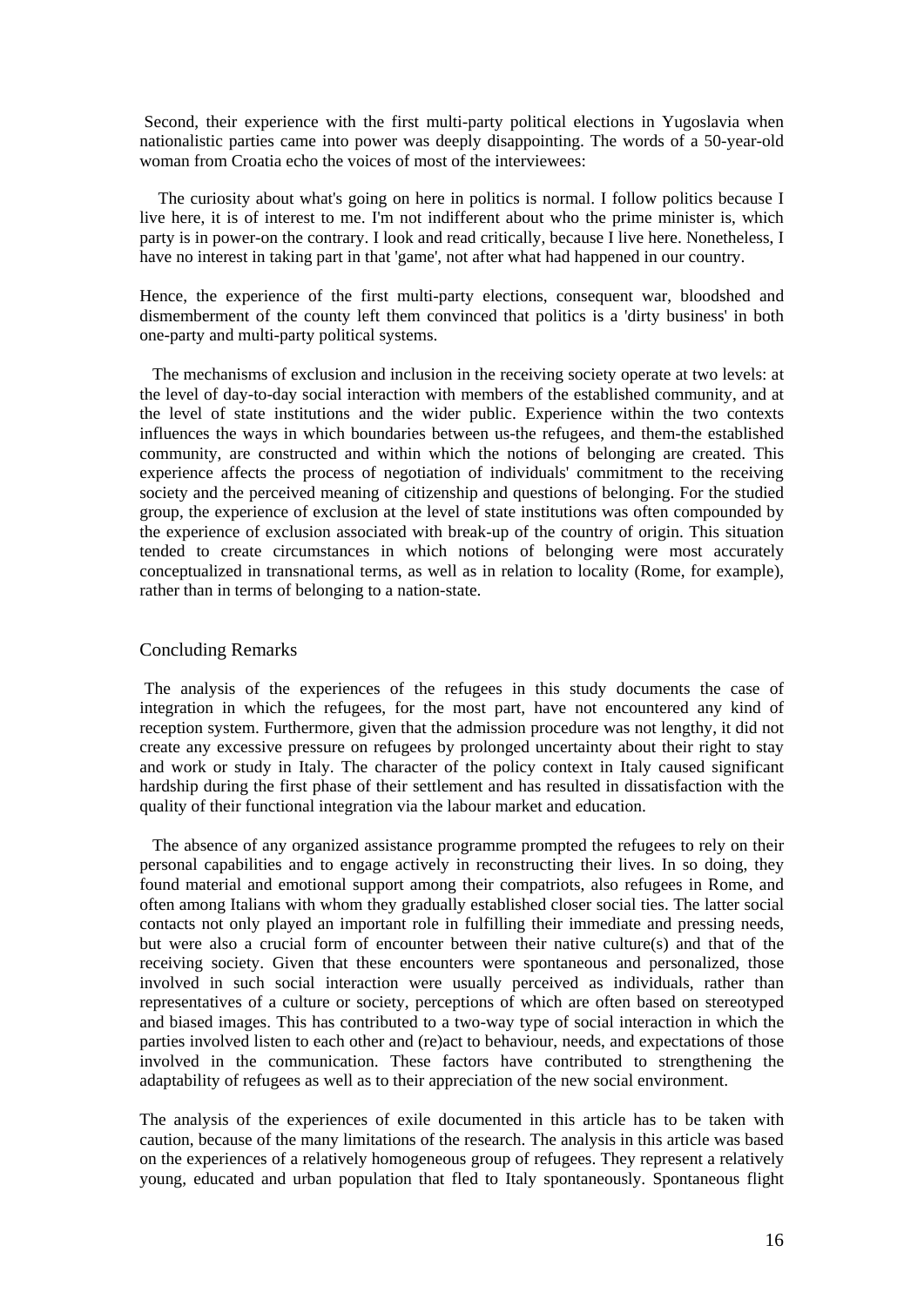Second, their experience with the first multi-party political elections in Yugoslavia when nationalistic parties came into power was deeply disappointing. The words of a 50-year-old woman from Croatia echo the voices of most of the interviewees:

> The curiosity about what's going on here in politics is normal. I follow politics because I live here, it is of interest to me. I'm not indifferent about who the prime minister is, which party is in power-on the contrary. I look and read critically, because I live here. Nonetheless, I have no interest in taking part in that 'game', not after what had happened in our country.

Hence, the experience of the first multi-party elections, consequent war, bloodshed and dismemberment of the county left them convinced that politics is a 'dirty business' in both one-party and multi-party political systems.

The mechanisms of exclusion and inclusion in the receiving society operate at two levels: at the level of day-to-day social interaction with members of the established community, and at the level of state institutions and the wider public. Experience within the two contexts influences the ways in which boundaries between us-the refugees, and them-the established community, are constructed and within which the notions of belonging are created. This experience affects the process of negotiation of individuals' commitment to the receiving society and the perceived meaning of citizenship and questions of belonging. For the studied group, the experience of exclusion at the level of state institutions was often compounded by the experience of exclusion associated with break-up of the country of origin. This situation tended to create circumstances in which notions of belonging were most accurately conceptualized in transnational terms, as well as in relation to locality (Rome, for example), rather than in terms of belonging to a nation-state.

## Concluding Remarks

The analysis of the experiences of the refugees in this study documents the case of integration in which the refugees, for the most part, have not encountered any kind of reception system. Furthermore, given that the admission procedure was not lengthy, it did not create any excessive pressure on refugees by prolonged uncertainty about their right to stay and work or study in Italy. The character of the policy context in Italy caused significant hardship during the first phase of their settlement and has resulted in dissatisfaction with the quality of their functional integration via the labour market and education.

The absence of any organized assistance programme prompted the refugees to rely on their personal capabilities and to engage actively in reconstructing their lives. In so doing, they found material and emotional support among their compatriots, also refugees in Rome, and often among Italians with whom they gradually established closer social ties. The latter social contacts not only played an important role in fulfilling their immediate and pressing needs, but were also a crucial form of encounter between their native culture(s) and that of the receiving society. Given that these encounters were spontaneous and personalized, those involved in such social interaction were usually perceived as individuals, rather than representatives of a culture or society, perceptions of which are often based on stereotyped and biased images. This has contributed to a two-way type of social interaction in which the parties involved listen to each other and (re)act to behaviour, needs, and expectations of those involved in the communication. These factors have contributed to strengthening the adaptability of refugees as well as to their appreciation of the new social environment.

The analysis of the experiences of exile documented in this article has to be taken with caution, because of the many limitations of the research. The analysis in this article was based on the experiences of a relatively homogeneous group of refugees. They represent a relatively young, educated and urban population that fled to Italy spontaneously. Spontaneous flight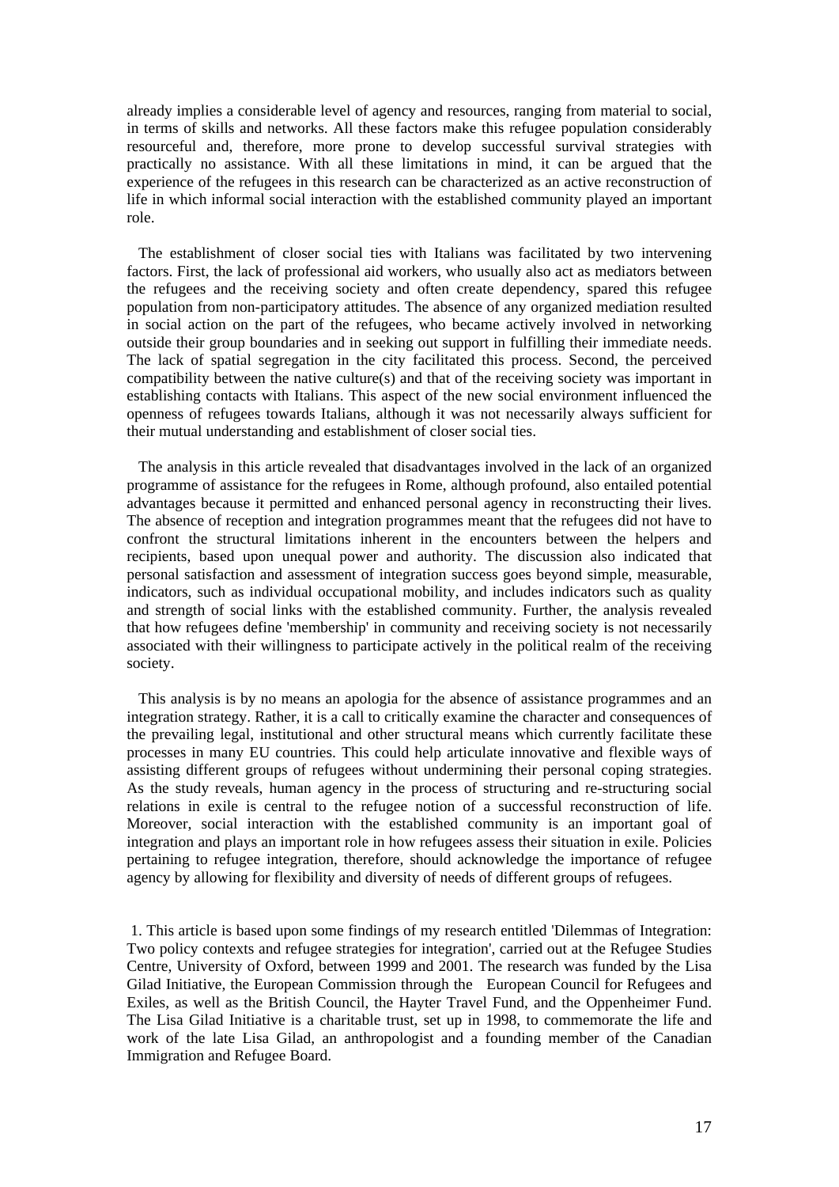already implies a considerable level of agency and resources, ranging from material to social, in terms of skills and networks. All these factors make this refugee population considerably resourceful and, therefore, more prone to develop successful survival strategies with practically no assistance. With all these limitations in mind, it can be argued that the experience of the refugees in this research can be characterized as an active reconstruction of life in which informal social interaction with the established community played an important role.

The establishment of closer social ties with Italians was facilitated by two intervening factors. First, the lack of professional aid workers, who usually also act as mediators between the refugees and the receiving society and often create dependency, spared this refugee population from non-participatory attitudes. The absence of any organized mediation resulted in social action on the part of the refugees, who became actively involved in networking outside their group boundaries and in seeking out support in fulfilling their immediate needs. The lack of spatial segregation in the city facilitated this process. Second, the perceived compatibility between the native culture(s) and that of the receiving society was important in establishing contacts with Italians. This aspect of the new social environment influenced the openness of refugees towards Italians, although it was not necessarily always sufficient for their mutual understanding and establishment of closer social ties.

The analysis in this article revealed that disadvantages involved in the lack of an organized programme of assistance for the refugees in Rome, although profound, also entailed potential advantages because it permitted and enhanced personal agency in reconstructing their lives. The absence of reception and integration programmes meant that the refugees did not have to confront the structural limitations inherent in the encounters between the helpers and recipients, based upon unequal power and authority. The discussion also indicated that personal satisfaction and assessment of integration success goes beyond simple, measurable, indicators, such as individual occupational mobility, and includes indicators such as quality and strength of social links with the established community. Further, the analysis revealed that how refugees define 'membership' in community and receiving society is not necessarily associated with their willingness to participate actively in the political realm of the receiving society.

This analysis is by no means an apologia for the absence of assistance programmes and an integration strategy. Rather, it is a call to critically examine the character and consequences of the prevailing legal, institutional and other structural means which currently facilitate these processes in many EU countries. This could help articulate innovative and flexible ways of assisting different groups of refugees without undermining their personal coping strategies. As the study reveals, human agency in the process of structuring and re-structuring social relations in exile is central to the refugee notion of a successful reconstruction of life. Moreover, social interaction with the established community is an important goal of integration and plays an important role in how refugees assess their situation in exile. Policies pertaining to refugee integration, therefore, should acknowledge the importance of refugee agency by allowing for flexibility and diversity of needs of different groups of refugees.

1. This article is based upon some findings of my research entitled 'Dilemmas of Integration: Two policy contexts and refugee strategies for integration', carried out at the Refugee Studies Centre, University of Oxford, between 1999 and 2001. The research was funded by the Lisa Gilad Initiative, the European Commission through the European Council for Refugees and Exiles, as well as the British Council, the Hayter Travel Fund, and the Oppenheimer Fund. The Lisa Gilad Initiative is a charitable trust, set up in 1998, to commemorate the life and work of the late Lisa Gilad, an anthropologist and a founding member of the Canadian Immigration and Refugee Board.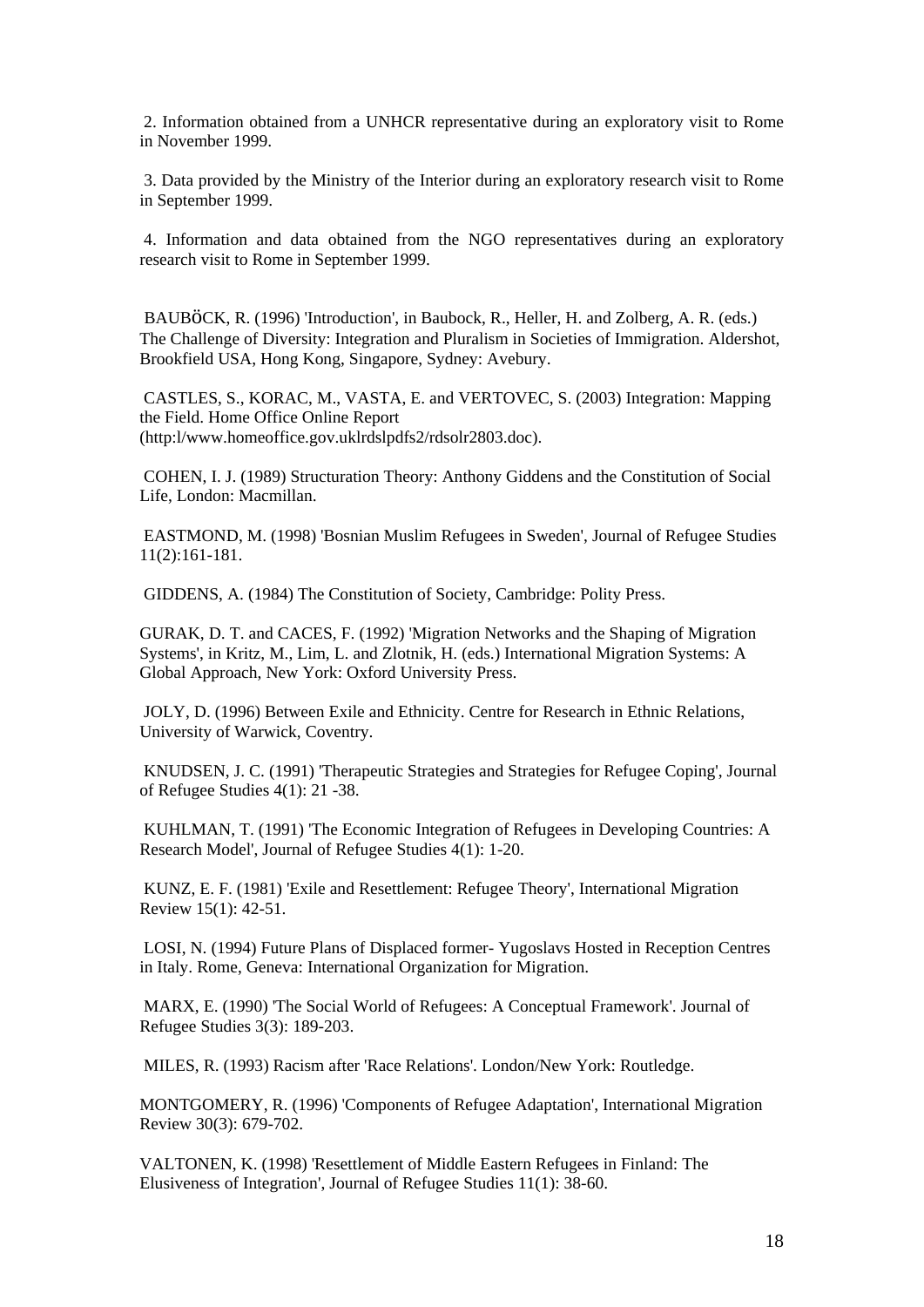2. Information obtained from a UNHCR representative during an exploratory visit to Rome in November 1999.

3. Data provided by the Ministry of the Interior during an exploratory research visit to Rome in September 1999.

4. Information and data obtained from the NGO representatives during an exploratory research visit to Rome in September 1999.

BAUBÖCK, R. (1996) 'Introduction', in Baubock, R., Heller, H. and Zolberg, A. R. (eds.) The Challenge of Diversity: Integration and Pluralism in Societies of Immigration. Aldershot, Brookfield USA, Hong Kong, Singapore, Sydney: Avebury.

CASTLES, S., KORAC, M., VASTA, E. and VERTOVEC, S. (2003) Integration: Mapping the Field. Home Office Online Report (http:l/www.homeoffice.gov.uklrdslpdfs2/rdsolr2803.doc).

COHEN, I. J. (1989) Structuration Theory: Anthony Giddens and the Constitution of Social Life, London: Macmillan.

EASTMOND, M. (1998) 'Bosnian Muslim Refugees in Sweden', Journal of Refugee Studies 11(2):161-181.

GIDDENS, A. (1984) The Constitution of Society, Cambridge: Polity Press.

GURAK, D. T. and CACES, F. (1992) 'Migration Networks and the Shaping of Migration Systems', in Kritz, M., Lim, L. and Zlotnik, H. (eds.) International Migration Systems: A Global Approach, New York: Oxford University Press.

JOLY, D. (1996) Between Exile and Ethnicity. Centre for Research in Ethnic Relations, University of Warwick, Coventry.

KNUDSEN, J. C. (1991) 'Therapeutic Strategies and Strategies for Refugee Coping', Journal of Refugee Studies 4(1): 21 -38.

KUHLMAN, T. (1991) 'The Economic Integration of Refugees in Developing Countries: A Research Model', Journal of Refugee Studies 4(1): 1-20.

KUNZ, E. F. (1981) 'Exile and Resettlement: Refugee Theory', International Migration Review 15(1): 42-51.

LOSI, N. (1994) Future Plans of Displaced former- Yugoslavs Hosted in Reception Centres in Italy. Rome, Geneva: International Organization for Migration.

MARX, E. (1990) 'The Social World of Refugees: A Conceptual Framework'. Journal of Refugee Studies 3(3): 189-203.

MILES, R. (1993) Racism after 'Race Relations'. London/New York: Routledge.

MONTGOMERY, R. (1996) 'Components of Refugee Adaptation', International Migration Review 30(3): 679-702.

VALTONEN, K. (1998) 'Resettlement of Middle Eastern Refugees in Finland: The Elusiveness of Integration', Journal of Refugee Studies 11(1): 38-60.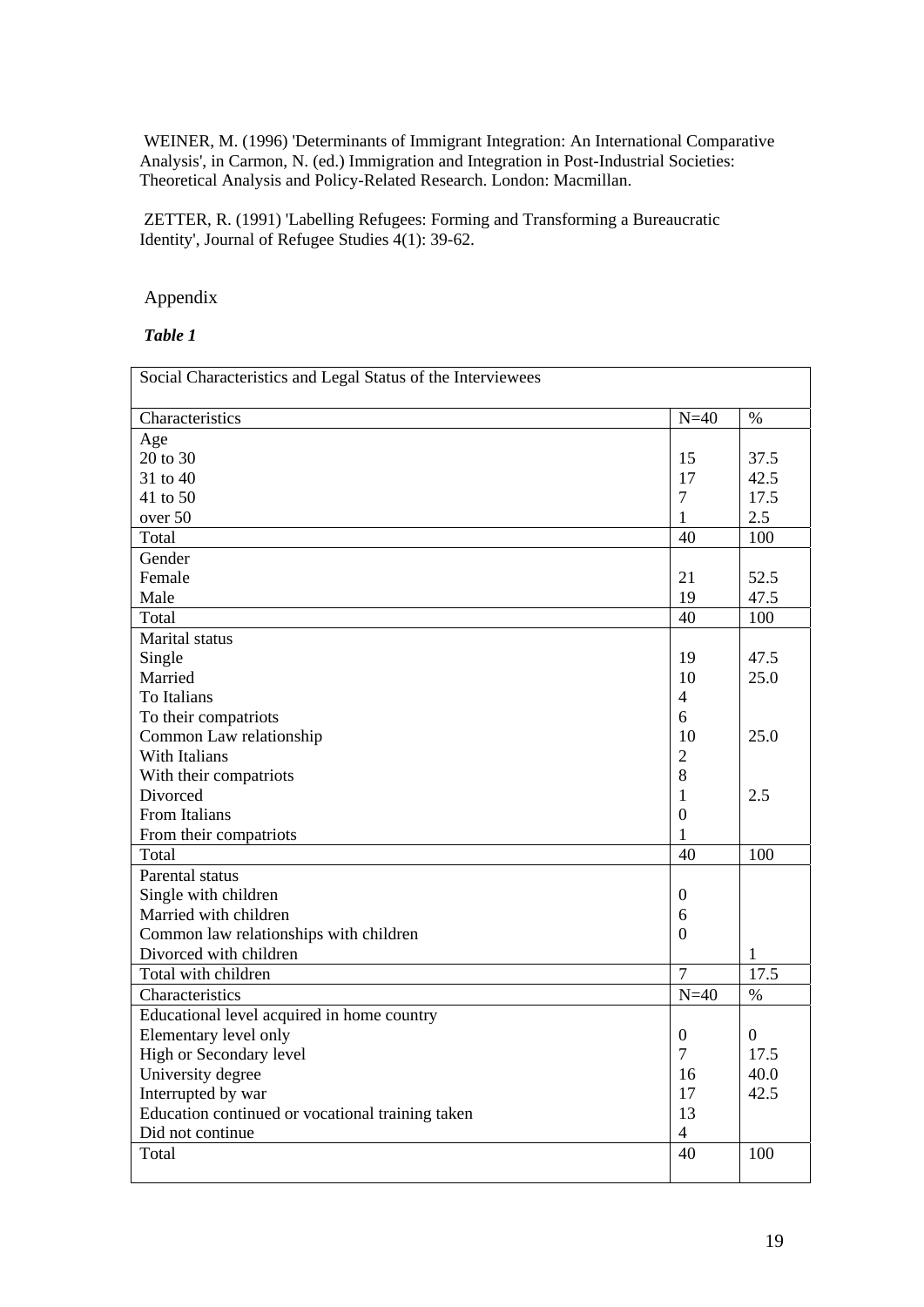WEINER, M. (1996) 'Determinants of Immigrant Integration: An International Comparative Analysis', in Carmon, N. (ed.) Immigration and Integration in Post-Industrial Societies: Theoretical Analysis and Policy-Related Research. London: Macmillan.

ZETTER, R. (1991) 'Labelling Refugees: Forming and Transforming a Bureaucratic Identity', Journal of Refugee Studies 4(1): 39-62.

## Appendix

***Table 1***

| Social Characteristics and Legal Status of the Interviewees | | |
|---|---|---|
| Characteristics | N=40 | % |
| Age | | |
| 20 to 30 | 15 | 37.5 |
| 31 to 40 | 17 | 42.5 |
| 41 to 50 | 7 | 17.5 |
| over 50 | 1 | 2.5 |
| Total | 40 | 100 |
| Gender | | |
| Female | 21 | 52.5 |
| Male | 19 | 47.5 |
| Total | 40 | 100 |
| Marital status | | |
| Single | 19 | 47.5 |
| Married | 10 | 25.0 |
| To Italians | 4 | |
| To their compatriots | 6 | |
| Common Law relationship | 10 | 25.0 |
| With Italians | 2 | |
| With their compatriots | 8 | |
| Divorced | 1 | 2.5 |
| From Italians | 0 | |
| From their compatriots | 1 | |
| Total | 40 | 100 |
| Parental status | | |
| Single with children | 0 | |
| Married with children | 6 | |
| Common law relationships with children | 0 | |
| Divorced with children | | 1 |
| Total with children | 7 | 17.5 |
| Characteristics | N=40 | % |
| Educational level acquired in home country | | |
| Elementary level only | 0 | 0 |
| High or Secondary level | 7 | 17.5 |
| University degree | 16 | 40.0 |
| Interrupted by war | 17 | 42.5 |
| Education continued or vocational training taken | 13 | |
| Did not continue | 4 | |
| Total | 40 | 100 |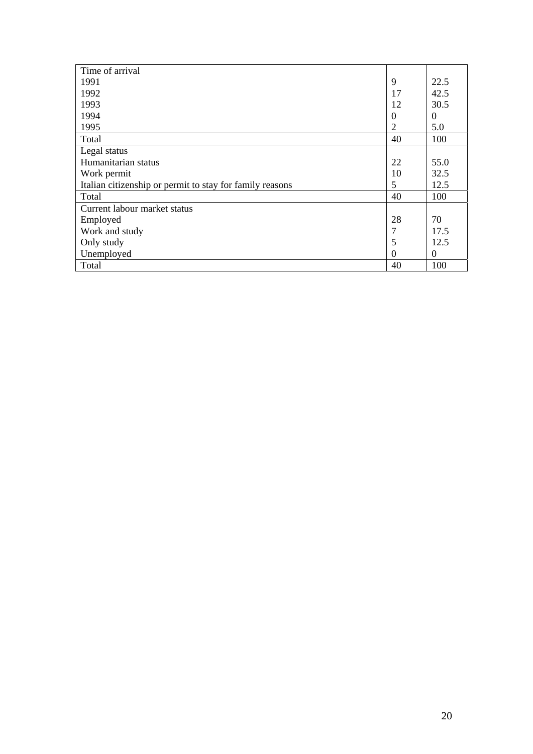| | | |
|---|---|---|
| Time of arrival | | |
| 1991 | 9 | 22.5 |
| 1992 | 17 | 42.5 |
| 1993 | 12 | 30.5 |
| 1994 | 0 | 0 |
| 1995 | 2 | 5.0 |
| Total | 40 | 100 |
| Legal status | | |
| Humanitarian status | 22 | 55.0 |
| Work permit | 10 | 32.5 |
| Italian citizenship or permit to stay for family reasons | 5 | 12.5 |
| Total | 40 | 100 |
| Current labour market status | | |
| Employed | 28 | 70 |
| Work and study | 7 | 17.5 |
| Only study | 5 | 12.5 |
| Unemployed | 0 | 0 |
| Total | 40 | 100 |